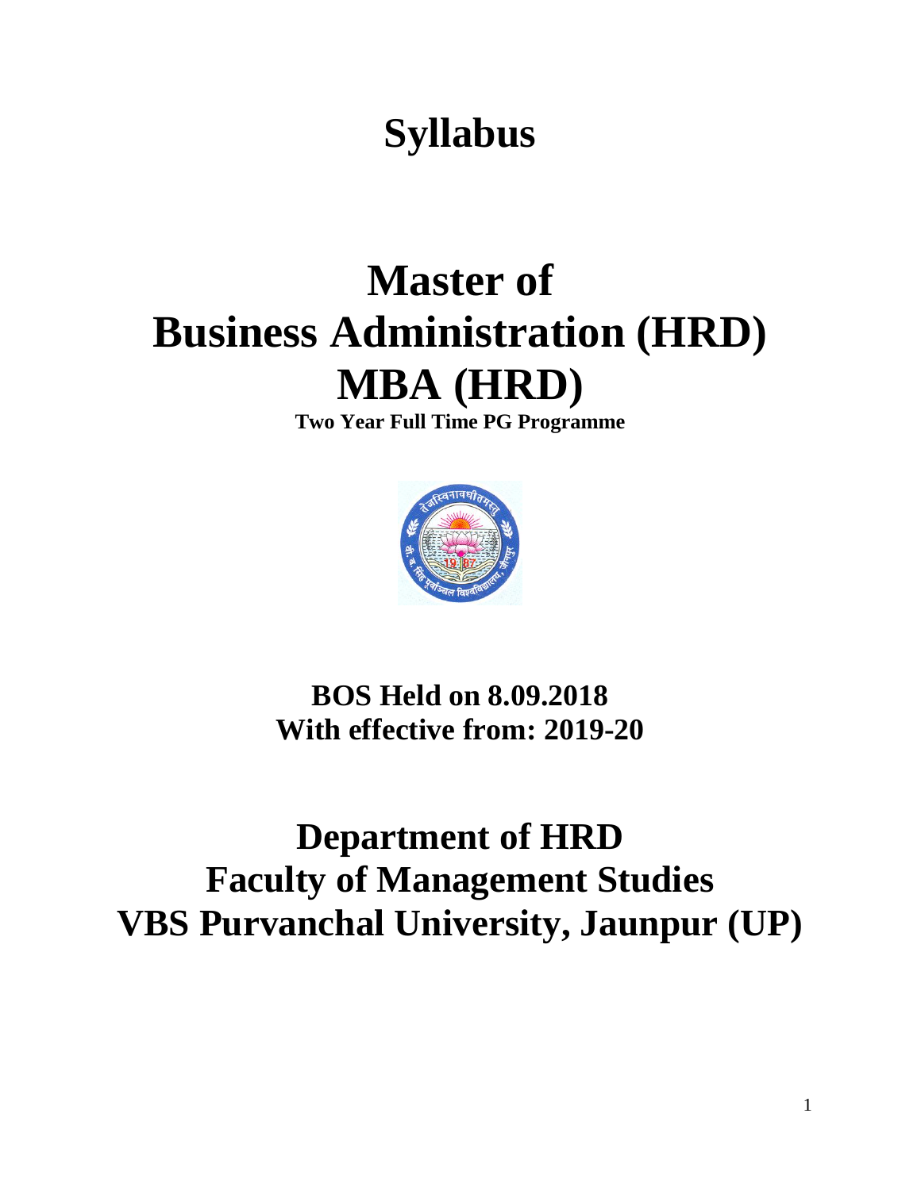# Syllabus

# Master of Business Administration (HRD) MBA (HRD)

**Two Year Full Time PG Programme**

## BOS Held on 8.09.2018
## With effective from: 2019-20

# Department of HRD
# Faculty of Management Studies
# VBS Purvanchal University, Jaunpur (UP)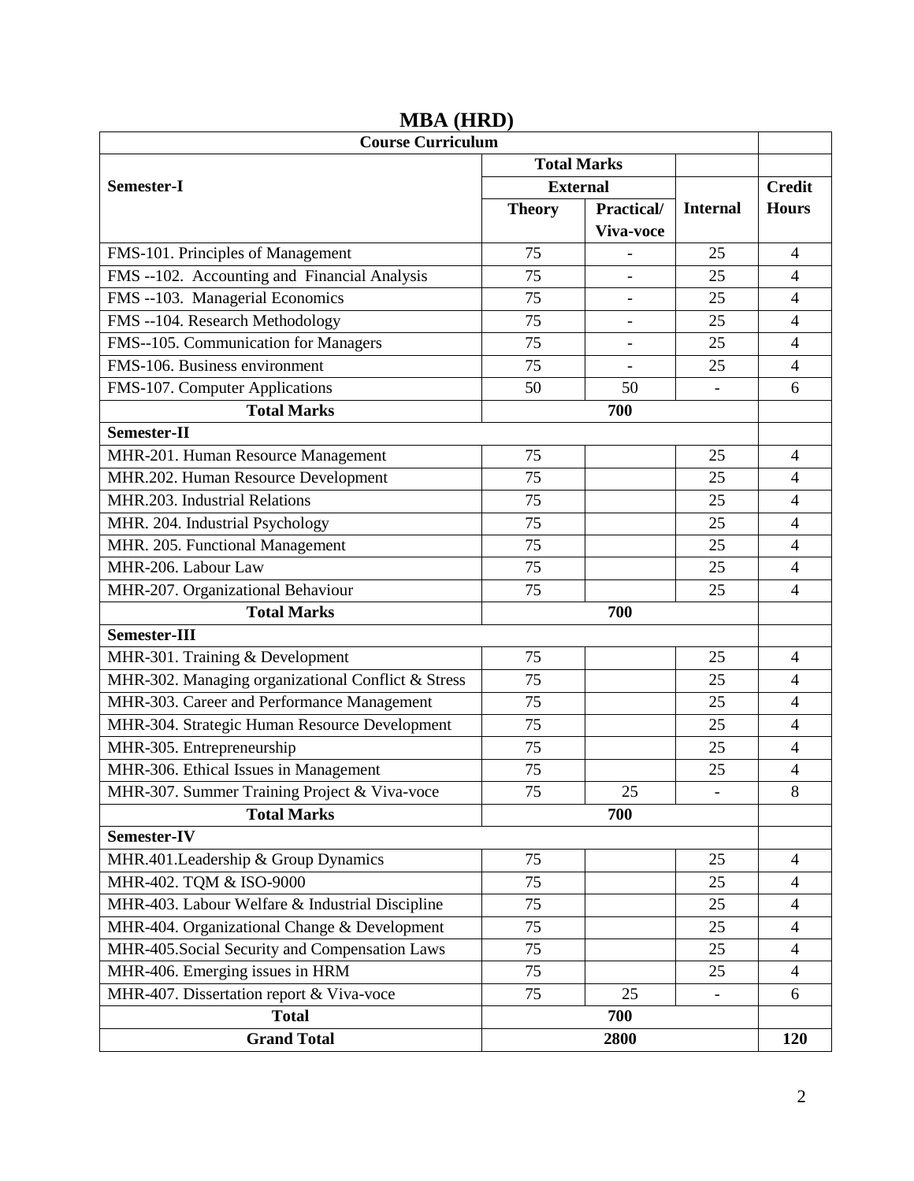# MBA (HRD)

| Course Curriculum | | | | |
|---|---|---|---|---|
| | Total Marks | | | |
| Semester-I | External | | | Credit |
| | Theory | Practical/ Viva-voce | Internal | Hours |
| FMS-101. Principles of Management | 75 | - | 25 | 4 |
| FMS --102. Accounting and Financial Analysis | 75 | - | 25 | 4 |
| FMS --103. Managerial Economics | 75 | - | 25 | 4 |
| FMS --104. Research Methodology | 75 | - | 25 | 4 |
| FMS--105. Communication for Managers | 75 | - | 25 | 4 |
| FMS-106. Business environment | 75 | - | 25 | 4 |
| FMS-107. Computer Applications | 50 | 50 | - | 6 |
| **Total Marks** | **700** | | | |
| **Semester-II** | | | | |
| MHR-201. Human Resource Management | 75 | | 25 | 4 |
| MHR.202. Human Resource Development | 75 | | 25 | 4 |
| MHR.203. Industrial Relations | 75 | | 25 | 4 |
| MHR. 204. Industrial Psychology | 75 | | 25 | 4 |
| MHR. 205. Functional Management | 75 | | 25 | 4 |
| MHR-206. Labour Law | 75 | | 25 | 4 |
| MHR-207. Organizational Behaviour | 75 | | 25 | 4 |
| **Total Marks** | **700** | | | |
| **Semester-III** | | | | |
| MHR-301. Training & Development | 75 | | 25 | 4 |
| MHR-302. Managing organizational Conflict & Stress | 75 | | 25 | 4 |
| MHR-303. Career and Performance Management | 75 | | 25 | 4 |
| MHR-304. Strategic Human Resource Development | 75 | | 25 | 4 |
| MHR-305. Entrepreneurship | 75 | | 25 | 4 |
| MHR-306. Ethical Issues in Management | 75 | | 25 | 4 |
| MHR-307. Summer Training Project & Viva-voce | 75 | 25 | - | 8 |
| **Total Marks** | **700** | | | |
| **Semester-IV** | | | | |
| MHR.401.Leadership & Group Dynamics | 75 | | 25 | 4 |
| MHR-402. TQM & ISO-9000 | 75 | | 25 | 4 |
| MHR-403. Labour Welfare & Industrial Discipline | 75 | | 25 | 4 |
| MHR-404. Organizational Change & Development | 75 | | 25 | 4 |
| MHR-405.Social Security and Compensation Laws | 75 | | 25 | 4 |
| MHR-406. Emerging issues in HRM | 75 | | 25 | 4 |
| MHR-407. Dissertation report & Viva-voce | 75 | 25 | - | 6 |
| **Total** | **700** | | | |
| **Grand Total** | **2800** | | | **120** |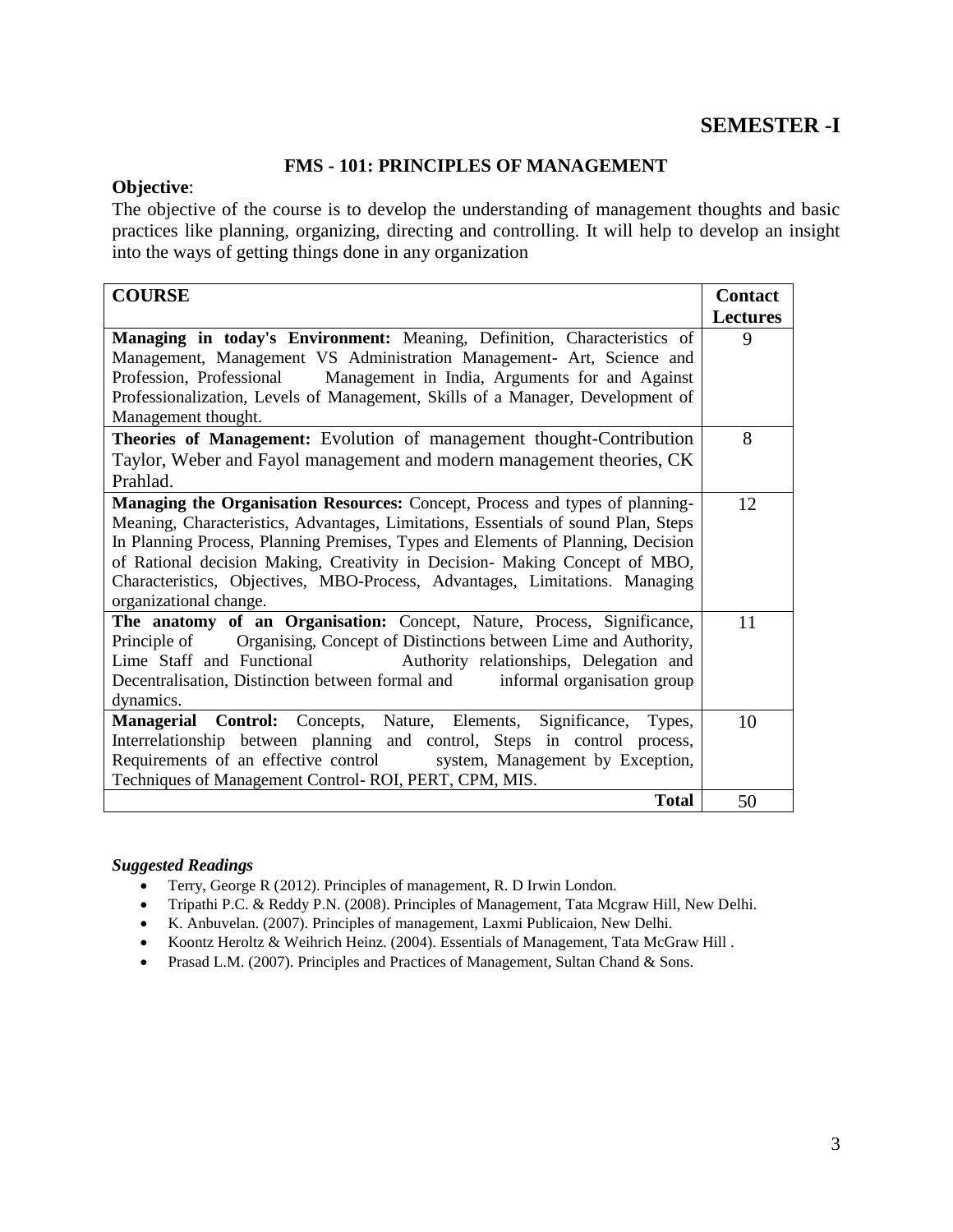# SEMESTER -I

## FMS - 101: PRINCIPLES OF MANAGEMENT

**Objective**:

The objective of the course is to develop the understanding of management thoughts and basic practices like planning, organizing, directing and controlling. It will help to develop an insight into the ways of getting things done in any organization

| COURSE | Contact Lectures |
|---|---|
| **Managing in today's Environment:** Meaning, Definition, Characteristics of Management, Management VS Administration Management- Art, Science and Profession, Professional Management in India, Arguments for and Against Professionalization, Levels of Management, Skills of a Manager, Development of Management thought. | 9 |
| **Theories of Management:** Evolution of management thought-Contribution Taylor, Weber and Fayol management and modern management theories, CK Prahlad. | 8 |
| **Managing the Organisation Resources:** Concept, Process and types of planning- Meaning, Characteristics, Advantages, Limitations, Essentials of sound Plan, Steps In Planning Process, Planning Premises, Types and Elements of Planning, Decision of Rational decision Making, Creativity in Decision- Making Concept of MBO, Characteristics, Objectives, MBO-Process, Advantages, Limitations. Managing organizational change. | 12 |
| **The anatomy of an Organisation:** Concept, Nature, Process, Significance, Principle of Organising, Concept of Distinctions between Lime and Authority, Lime Staff and Functional Authority relationships, Delegation and Decentralisation, Distinction between formal and informal organisation group dynamics. | 11 |
| **Managerial Control:** Concepts, Nature, Elements, Significance, Types, Interrelationship between planning and control, Steps in control process, Requirements of an effective control system, Management by Exception, Techniques of Management Control- ROI, PERT, CPM, MIS. | 10 |
| **Total** | 50 |

***Suggested Readings***

- Terry, George R (2012). Principles of management, R. D Irwin London.
- Tripathi P.C. & Reddy P.N. (2008). Principles of Management, Tata Mcgraw Hill, New Delhi.
- K. Anbuvelan. (2007). Principles of management, Laxmi Publicaion, New Delhi.
- Koontz Heroltz & Weihrich Heinz. (2004). Essentials of Management, Tata McGraw Hill .
- Prasad L.M. (2007). Principles and Practices of Management, Sultan Chand & Sons.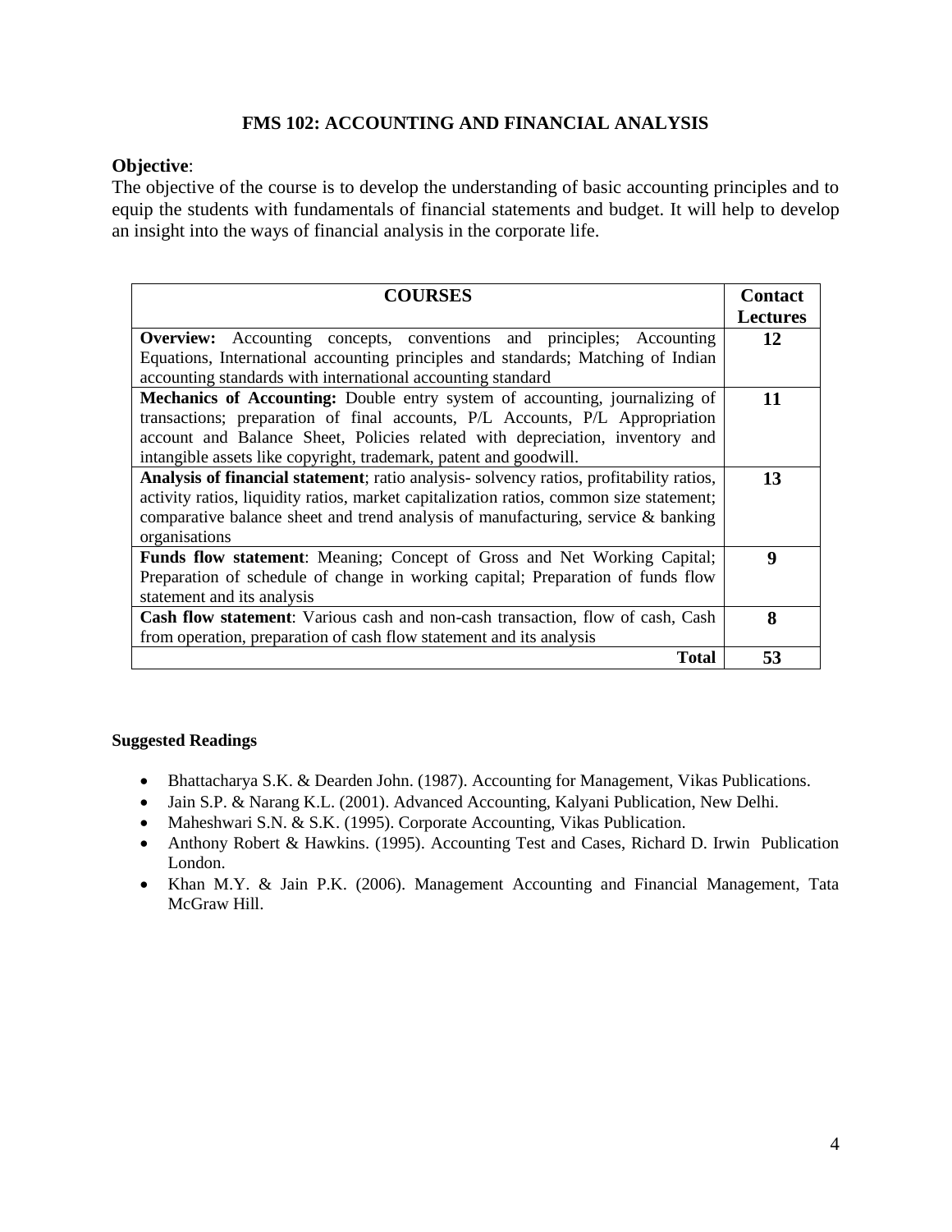## FMS 102: ACCOUNTING AND FINANCIAL ANALYSIS

**Objective**:

The objective of the course is to develop the understanding of basic accounting principles and to equip the students with fundamentals of financial statements and budget. It will help to develop an insight into the ways of financial analysis in the corporate life.

| COURSES | Contact Lectures |
|---|---|
| **Overview:** Accounting concepts, conventions and principles; Accounting Equations, International accounting principles and standards; Matching of Indian accounting standards with international accounting standard | 12 |
| **Mechanics of Accounting:** Double entry system of accounting, journalizing of transactions; preparation of final accounts, P/L Accounts, P/L Appropriation account and Balance Sheet, Policies related with depreciation, inventory and intangible assets like copyright, trademark, patent and goodwill. | 11 |
| **Analysis of financial statement**; ratio analysis- solvency ratios, profitability ratios, activity ratios, liquidity ratios, market capitalization ratios, common size statement; comparative balance sheet and trend analysis of manufacturing, service & banking organisations | 13 |
| **Funds flow statement**: Meaning; Concept of Gross and Net Working Capital; Preparation of schedule of change in working capital; Preparation of funds flow statement and its analysis | 9 |
| **Cash flow statement**: Various cash and non-cash transaction, flow of cash, Cash from operation, preparation of cash flow statement and its analysis | 8 |
| **Total** | **53** |

**Suggested Readings**

- Bhattacharya S.K. & Dearden John. (1987). Accounting for Management, Vikas Publications.
- Jain S.P. & Narang K.L. (2001). Advanced Accounting, Kalyani Publication, New Delhi.
- Maheshwari S.N. & S.K. (1995). Corporate Accounting, Vikas Publication.
- Anthony Robert & Hawkins. (1995). Accounting Test and Cases, Richard D. Irwin Publication London.
- Khan M.Y. & Jain P.K. (2006). Management Accounting and Financial Management, Tata McGraw Hill.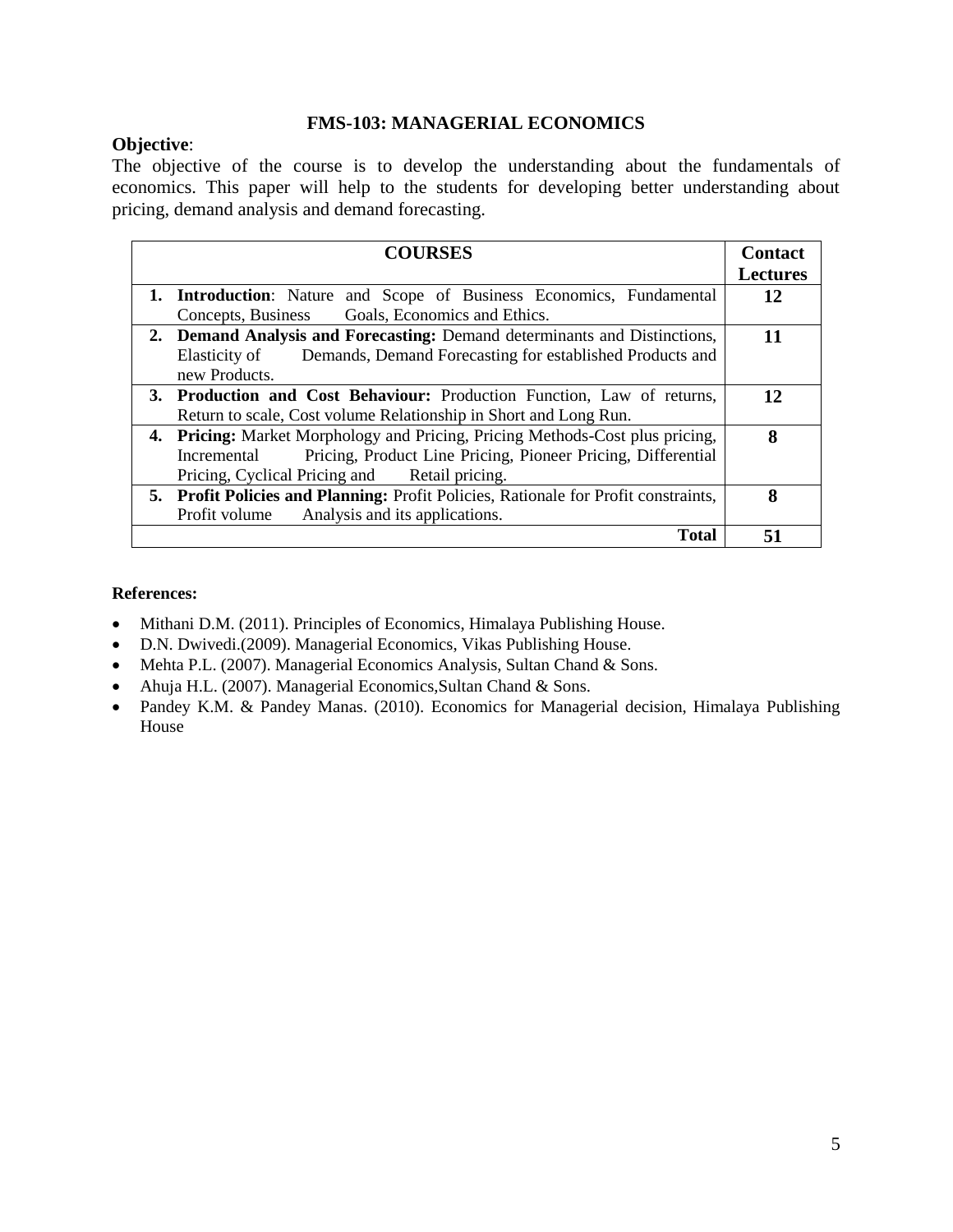## FMS-103: MANAGERIAL ECONOMICS

**Objective**:

The objective of the course is to develop the understanding about the fundamentals of economics. This paper will help to the students for developing better understanding about pricing, demand analysis and demand forecasting.

| COURSES | Contact Lectures |
|---|---|
| 1. **Introduction**: Nature and Scope of Business Economics, Fundamental Concepts, Business Goals, Economics and Ethics. | 12 |
| 2. **Demand Analysis and Forecasting:** Demand determinants and Distinctions, Elasticity of Demands, Demand Forecasting for established Products and new Products. | 11 |
| 3. **Production and Cost Behaviour:** Production Function, Law of returns, Return to scale, Cost volume Relationship in Short and Long Run. | 12 |
| 4. **Pricing:** Market Morphology and Pricing, Pricing Methods-Cost plus pricing, Incremental Pricing, Product Line Pricing, Pioneer Pricing, Differential Pricing, Cyclical Pricing and Retail pricing. | 8 |
| 5. **Profit Policies and Planning:** Profit Policies, Rationale for Profit constraints, Profit volume Analysis and its applications. | 8 |
| **Total** | **51** |

**References:**

- Mithani D.M. (2011). Principles of Economics, Himalaya Publishing House.
- D.N. Dwivedi.(2009). Managerial Economics, Vikas Publishing House.
- Mehta P.L. (2007). Managerial Economics Analysis, Sultan Chand & Sons.
- Ahuja H.L. (2007). Managerial Economics,Sultan Chand & Sons.
- Pandey K.M. & Pandey Manas. (2010). Economics for Managerial decision, Himalaya Publishing House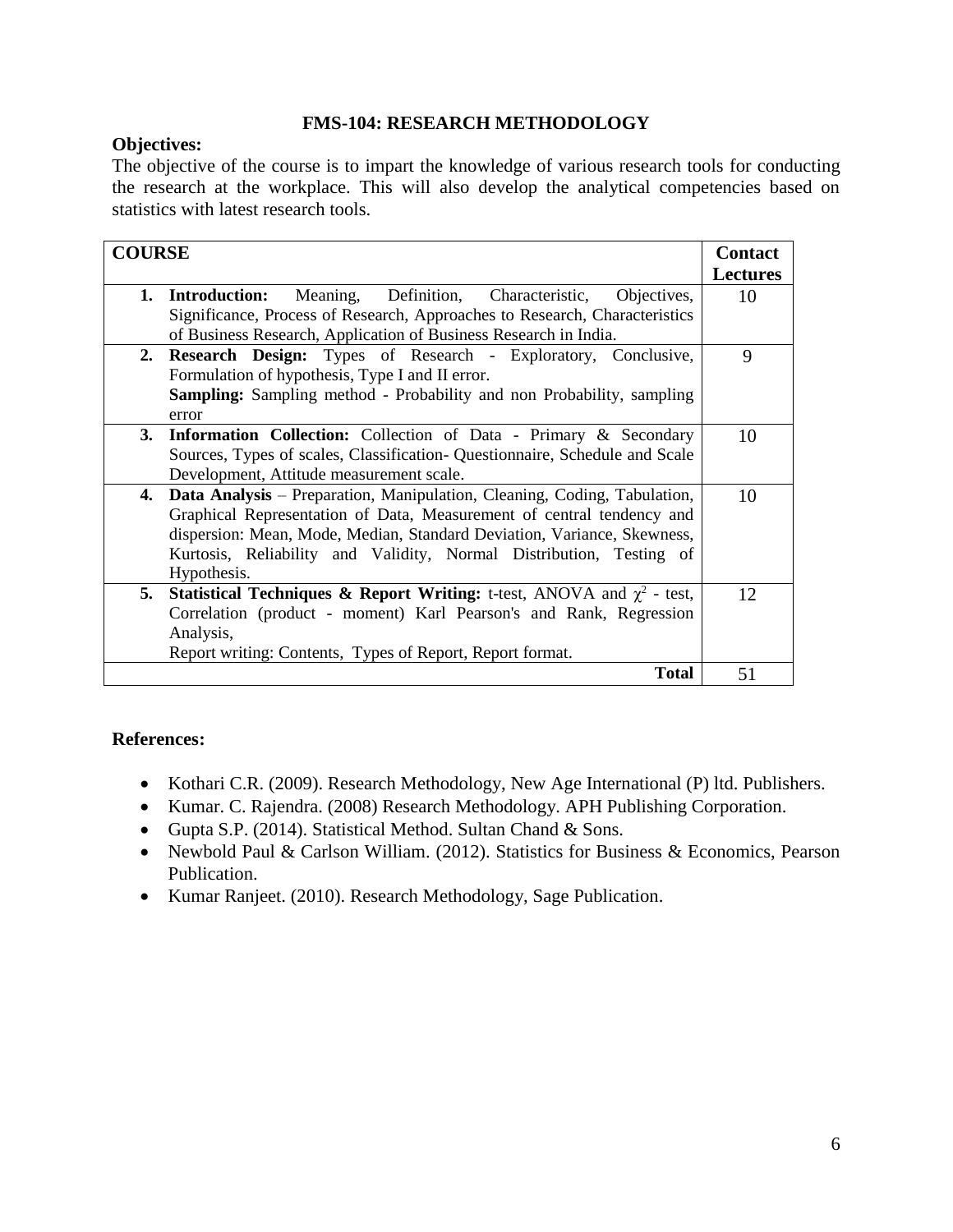# FMS-104: RESEARCH METHODOLOGY

**Objectives:**

The objective of the course is to impart the knowledge of various research tools for conducting the research at the workplace. This will also develop the analytical competencies based on statistics with latest research tools.

| COURSE | Contact Lectures |
|---|---|
| **1. Introduction:** Meaning, Definition, Characteristic, Objectives, Significance, Process of Research, Approaches to Research, Characteristics of Business Research, Application of Business Research in India. | 10 |
| **2. Research Design:** Types of Research - Exploratory, Conclusive, Formulation of hypothesis, Type I and II error. **Sampling:** Sampling method - Probability and non Probability, sampling error | 9 |
| **3. Information Collection:** Collection of Data - Primary & Secondary Sources, Types of scales, Classification- Questionnaire, Schedule and Scale Development, Attitude measurement scale. | 10 |
| **4. Data Analysis** – Preparation, Manipulation, Cleaning, Coding, Tabulation, Graphical Representation of Data, Measurement of central tendency and dispersion: Mean, Mode, Median, Standard Deviation, Variance, Skewness, Kurtosis, Reliability and Validity, Normal Distribution, Testing of Hypothesis. | 10 |
| **5. Statistical Techniques & Report Writing:** t-test, ANOVA and $\chi^2$ - test, Correlation (product - moment) Karl Pearson's and Rank, Regression Analysis, Report writing: Contents, Types of Report, Report format. | 12 |
| **Total** | 51 |

**References:**

- Kothari C.R. (2009). Research Methodology, New Age International (P) ltd. Publishers.
- Kumar. C. Rajendra. (2008) Research Methodology. APH Publishing Corporation.
- Gupta S.P. (2014). Statistical Method. Sultan Chand & Sons.
- Newbold Paul & Carlson William. (2012). Statistics for Business & Economics, Pearson Publication.
- Kumar Ranjeet. (2010). Research Methodology, Sage Publication.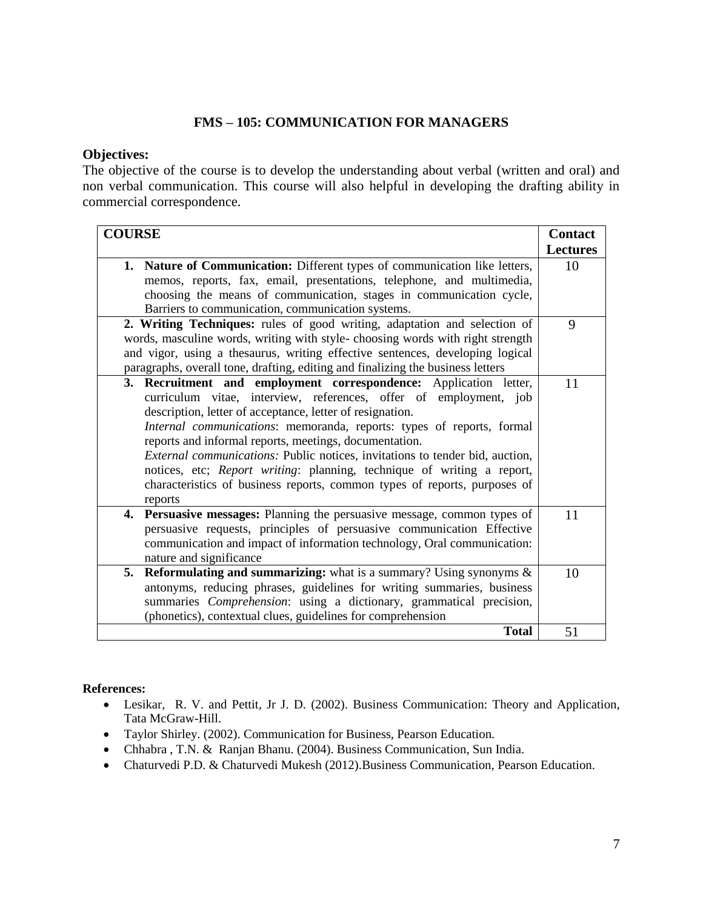## FMS – 105: COMMUNICATION FOR MANAGERS

**Objectives:**

The objective of the course is to develop the understanding about verbal (written and oral) and non verbal communication. This course will also helpful in developing the drafting ability in commercial correspondence.

| COURSE | Contact Lectures |
|---|---|
| **1. Nature of Communication:** Different types of communication like letters, memos, reports, fax, email, presentations, telephone, and multimedia, choosing the means of communication, stages in communication cycle, Barriers to communication, communication systems. | 10 |
| **2. Writing Techniques:** rules of good writing, adaptation and selection of words, masculine words, writing with style- choosing words with right strength and vigor, using a thesaurus, writing effective sentences, developing logical paragraphs, overall tone, drafting, editing and finalizing the business letters | 9 |
| **3. Recruitment and employment correspondence:** Application letter, curriculum vitae, interview, references, offer of employment, job description, letter of acceptance, letter of resignation. *Internal communications*: memoranda, reports: types of reports, formal reports and informal reports, meetings, documentation. *External communications:* Public notices, invitations to tender bid, auction, notices, etc; *Report writing*: planning, technique of writing a report, characteristics of business reports, common types of reports, purposes of reports | 11 |
| **4. Persuasive messages:** Planning the persuasive message, common types of persuasive requests, principles of persuasive communication Effective communication and impact of information technology, Oral communication: nature and significance | 11 |
| **5. Reformulating and summarizing:** what is a summary? Using synonyms & antonyms, reducing phrases, guidelines for writing summaries, business summaries *Comprehension*: using a dictionary, grammatical precision, (phonetics), contextual clues, guidelines for comprehension | 10 |
| **Total** | 51 |

**References:**

- Lesikar, R. V. and Pettit, Jr J. D. (2002). Business Communication: Theory and Application, Tata McGraw-Hill.
- Taylor Shirley. (2002). Communication for Business, Pearson Education.
- Chhabra , T.N. & Ranjan Bhanu. (2004). Business Communication, Sun India.
- Chaturvedi P.D. & Chaturvedi Mukesh (2012).Business Communication, Pearson Education.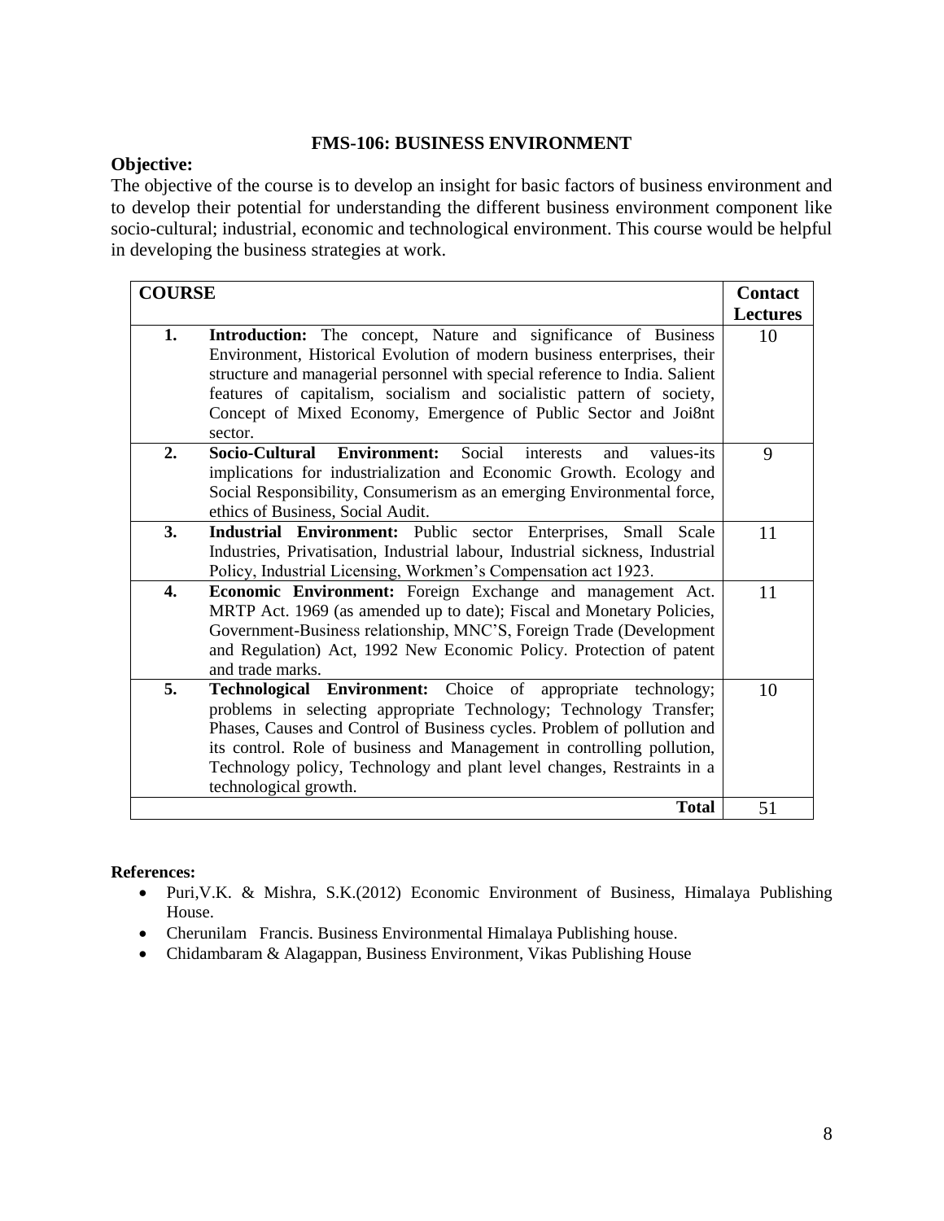### FMS-106: BUSINESS ENVIRONMENT

**Objective:**

The objective of the course is to develop an insight for basic factors of business environment and to develop their potential for understanding the different business environment component like socio-cultural; industrial, economic and technological environment. This course would be helpful in developing the business strategies at work.

| COURSE | | Contact Lectures |
|---|---|---|
| 1. | **Introduction:** The concept, Nature and significance of Business Environment, Historical Evolution of modern business enterprises, their structure and managerial personnel with special reference to India. Salient features of capitalism, socialism and socialistic pattern of society, Concept of Mixed Economy, Emergence of Public Sector and Joi8nt sector. | 10 |
| 2. | **Socio-Cultural Environment:** Social interests and values-its implications for industrialization and Economic Growth. Ecology and Social Responsibility, Consumerism as an emerging Environmental force, ethics of Business, Social Audit. | 9 |
| 3. | **Industrial Environment:** Public sector Enterprises, Small Scale Industries, Privatisation, Industrial labour, Industrial sickness, Industrial Policy, Industrial Licensing, Workmen's Compensation act 1923. | 11 |
| 4. | **Economic Environment:** Foreign Exchange and management Act. MRTP Act. 1969 (as amended up to date); Fiscal and Monetary Policies, Government-Business relationship, MNC'S, Foreign Trade (Development and Regulation) Act, 1992 New Economic Policy. Protection of patent and trade marks. | 11 |
| 5. | **Technological Environment:** Choice of appropriate technology; problems in selecting appropriate Technology; Technology Transfer; Phases, Causes and Control of Business cycles. Problem of pollution and its control. Role of business and Management in controlling pollution, Technology policy, Technology and plant level changes, Restraints in a technological growth. | 10 |
| | **Total** | 51 |

**References:**

- Puri,V.K. & Mishra, S.K.(2012) Economic Environment of Business, Himalaya Publishing House.
- Cherunilam Francis. Business Environmental Himalaya Publishing house.
- Chidambaram & Alagappan, Business Environment, Vikas Publishing House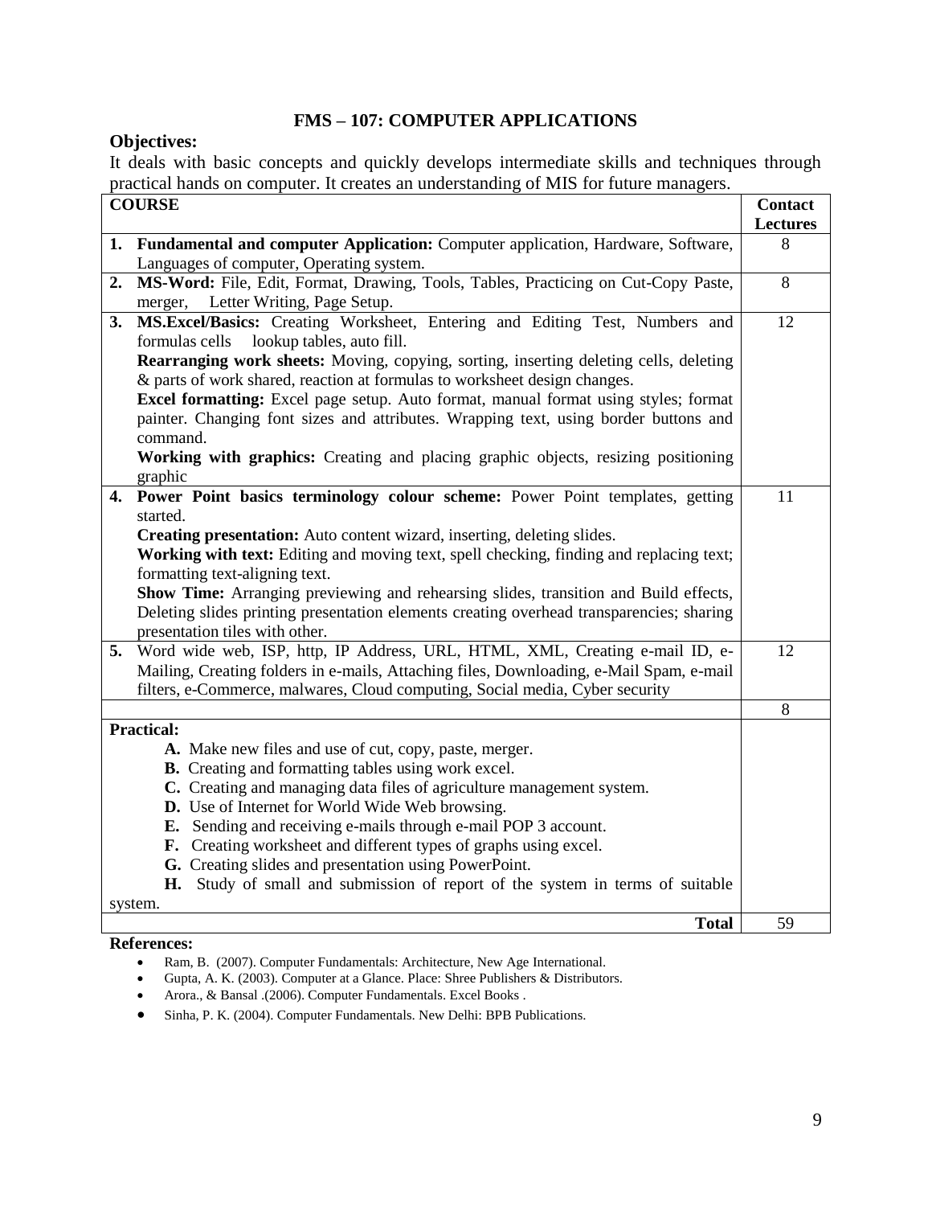# FMS – 107: COMPUTER APPLICATIONS

**Objectives:**

It deals with basic concepts and quickly develops intermediate skills and techniques through practical hands on computer. It creates an understanding of MIS for future managers.

| COURSE | Contact Lectures |
|---|---|
| **1. Fundamental and computer Application:** Computer application, Hardware, Software, Languages of computer, Operating system. | 8 |
| **2. MS-Word:** File, Edit, Format, Drawing, Tools, Tables, Practicing on Cut-Copy Paste, merger, Letter Writing, Page Setup. | 8 |
| **3. MS.Excel/Basics:** Creating Worksheet, Entering and Editing Test, Numbers and formulas cells lookup tables, auto fill. <br> **Rearranging work sheets:** Moving, copying, sorting, inserting deleting cells, deleting & parts of work shared, reaction at formulas to worksheet design changes. <br> **Excel formatting:** Excel page setup. Auto format, manual format using styles; format painter. Changing font sizes and attributes. Wrapping text, using border buttons and command. <br> **Working with graphics:** Creating and placing graphic objects, resizing positioning graphic | 12 |
| **4. Power Point basics terminology colour scheme:** Power Point templates, getting started. <br> **Creating presentation:** Auto content wizard, inserting, deleting slides. <br> **Working with text:** Editing and moving text, spell checking, finding and replacing text; formatting text-aligning text. <br> **Show Time:** Arranging previewing and rehearsing slides, transition and Build effects, Deleting slides printing presentation elements creating overhead transparencies; sharing presentation tiles with other. | 11 |
| **5.** Word wide web, ISP, http, IP Address, URL, HTML, XML, Creating e-mail ID, e-Mailing, Creating folders in e-mails, Attaching files, Downloading, e-Mail Spam, e-mail filters, e-Commerce, malwares, Cloud computing, Social media, Cyber security | 12 |
| | 8 |
| **Practical:** <br> **A.** Make new files and use of cut, copy, paste, merger. <br> **B.** Creating and formatting tables using work excel. <br> **C.** Creating and managing data files of agriculture management system. <br> **D.** Use of Internet for World Wide Web browsing. <br> **E.** Sending and receiving e-mails through e-mail POP 3 account. <br> **F.** Creating worksheet and different types of graphs using excel. <br> **G.** Creating slides and presentation using PowerPoint. <br> **H.** Study of small and submission of report of the system in terms of suitable system. | |
| **Total** | 59 |

**References:**

- Ram, B. (2007). Computer Fundamentals: Architecture, New Age International.
- Gupta, A. K. (2003). Computer at a Glance. Place: Shree Publishers & Distributors.
- Arora., & Bansal .(2006). Computer Fundamentals. Excel Books .
- Sinha, P. K. (2004). Computer Fundamentals. New Delhi: BPB Publications.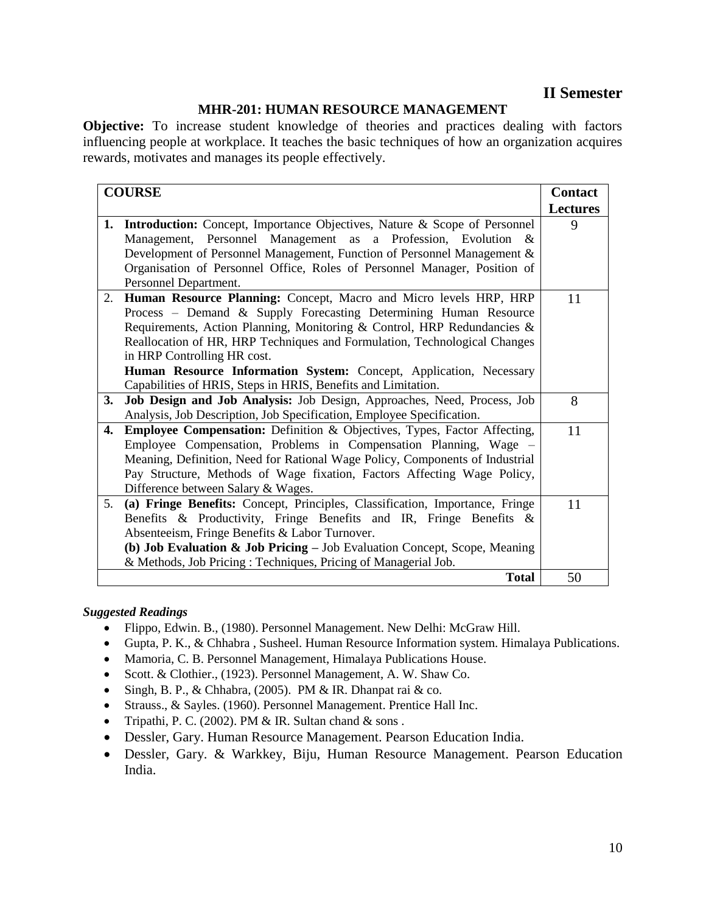## II Semester

### MHR-201: HUMAN RESOURCE MANAGEMENT

**Objective:** To increase student knowledge of theories and practices dealing with factors influencing people at workplace. It teaches the basic techniques of how an organization acquires rewards, motivates and manages its people effectively.

| COURSE | Contact Lectures |
|---|---|
| **1. Introduction:** Concept, Importance Objectives, Nature & Scope of Personnel Management, Personnel Management as a Profession, Evolution & Development of Personnel Management, Function of Personnel Management & Organisation of Personnel Office, Roles of Personnel Manager, Position of Personnel Department. | 9 |
| 2. **Human Resource Planning:** Concept, Macro and Micro levels HRP, HRP Process – Demand & Supply Forecasting Determining Human Resource Requirements, Action Planning, Monitoring & Control, HRP Redundancies & Reallocation of HR, HRP Techniques and Formulation, Technological Changes in HRP Controlling HR cost. **Human Resource Information System:** Concept, Application, Necessary Capabilities of HRIS, Steps in HRIS, Benefits and Limitation. | 11 |
| **3. Job Design and Job Analysis:** Job Design, Approaches, Need, Process, Job Analysis, Job Description, Job Specification, Employee Specification. | 8 |
| **4. Employee Compensation:** Definition & Objectives, Types, Factor Affecting, Employee Compensation, Problems in Compensation Planning, Wage – Meaning, Definition, Need for Rational Wage Policy, Components of Industrial Pay Structure, Methods of Wage fixation, Factors Affecting Wage Policy, Difference between Salary & Wages. | 11 |
| 5. **(a) Fringe Benefits:** Concept, Principles, Classification, Importance, Fringe Benefits & Productivity, Fringe Benefits and IR, Fringe Benefits & Absenteeism, Fringe Benefits & Labor Turnover. **(b) Job Evaluation & Job Pricing –** Job Evaluation Concept, Scope, Meaning & Methods, Job Pricing : Techniques, Pricing of Managerial Job. | 11 |
| **Total** | 50 |

***Suggested Readings***

- Flippo, Edwin. B., (1980). Personnel Management. New Delhi: McGraw Hill.
- Gupta, P. K., & Chhabra , Susheel. Human Resource Information system. Himalaya Publications.
- Mamoria, C. B. Personnel Management, Himalaya Publications House.
- Scott. & Clothier., (1923). Personnel Management, A. W. Shaw Co.
- Singh, B. P., & Chhabra, (2005). PM & IR. Dhanpat rai & co.
- Strauss., & Sayles. (1960). Personnel Management. Prentice Hall Inc.
- Tripathi, P. C. (2002). PM & IR. Sultan chand & sons .
- Dessler, Gary. Human Resource Management. Pearson Education India.
- Dessler, Gary. & Warkkey, Biju, Human Resource Management. Pearson Education India.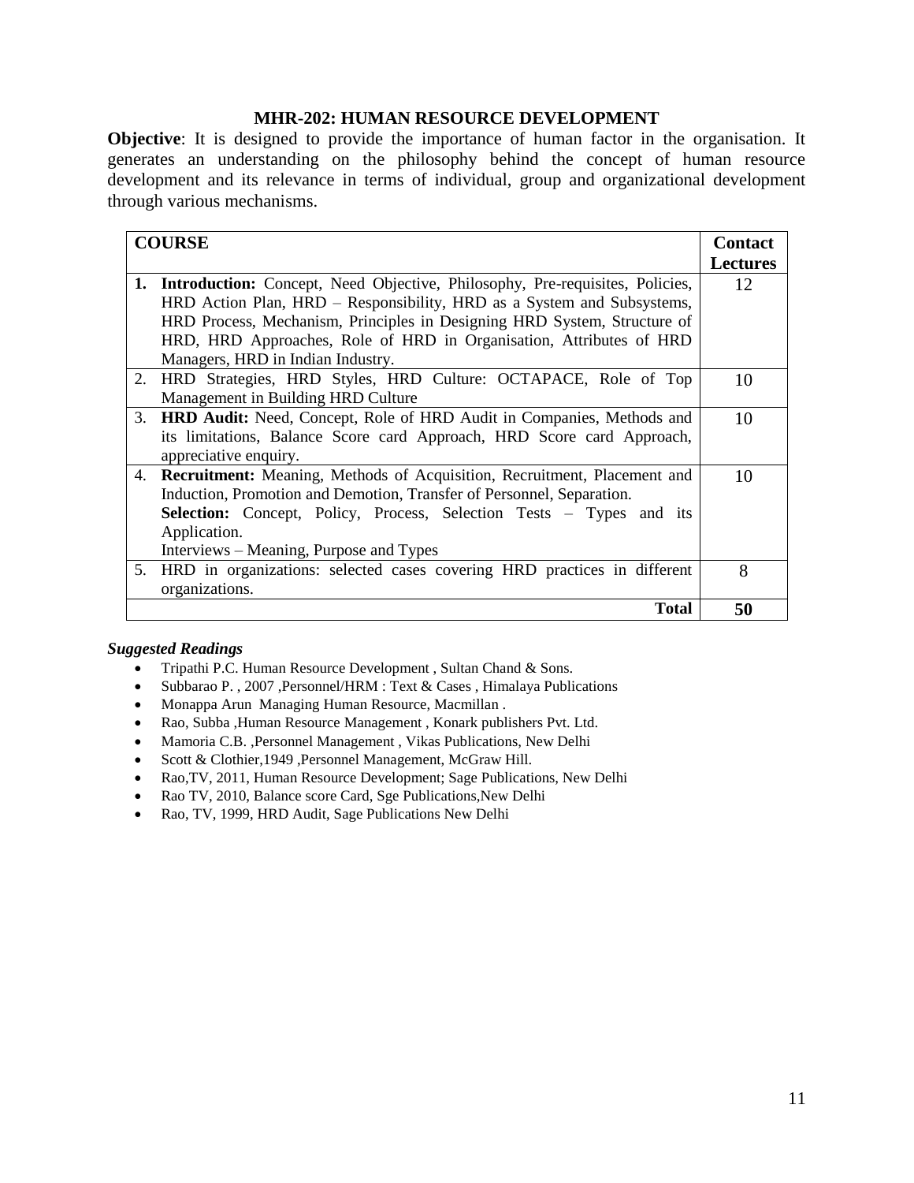## MHR-202: HUMAN RESOURCE DEVELOPMENT

**Objective**: It is designed to provide the importance of human factor in the organisation. It generates an understanding on the philosophy behind the concept of human resource development and its relevance in terms of individual, group and organizational development through various mechanisms.

| COURSE | Contact Lectures |
|---|---|
| **1. Introduction:** Concept, Need Objective, Philosophy, Pre-requisites, Policies, HRD Action Plan, HRD – Responsibility, HRD as a System and Subsystems, HRD Process, Mechanism, Principles in Designing HRD System, Structure of HRD, HRD Approaches, Role of HRD in Organisation, Attributes of HRD Managers, HRD in Indian Industry. | 12 |
| 2. HRD Strategies, HRD Styles, HRD Culture: OCTAPACE, Role of Top Management in Building HRD Culture | 10 |
| 3. **HRD Audit:** Need, Concept, Role of HRD Audit in Companies, Methods and its limitations, Balance Score card Approach, HRD Score card Approach, appreciative enquiry. | 10 |
| 4. **Recruitment:** Meaning, Methods of Acquisition, Recruitment, Placement and Induction, Promotion and Demotion, Transfer of Personnel, Separation. **Selection:** Concept, Policy, Process, Selection Tests – Types and its Application. Interviews – Meaning, Purpose and Types | 10 |
| 5. HRD in organizations: selected cases covering HRD practices in different organizations. | 8 |
| **Total** | **50** |

***Suggested Readings***

- Tripathi P.C. Human Resource Development , Sultan Chand & Sons.
- Subbarao P. , 2007 ,Personnel/HRM : Text & Cases , Himalaya Publications
- Monappa Arun Managing Human Resource, Macmillan .
- Rao, Subba ,Human Resource Management , Konark publishers Pvt. Ltd.
- Mamoria C.B. ,Personnel Management , Vikas Publications, New Delhi
- Scott & Clothier,1949 ,Personnel Management, McGraw Hill.
- Rao,TV, 2011, Human Resource Development; Sage Publications, New Delhi
- Rao TV, 2010, Balance score Card, Sge Publications,New Delhi
- Rao, TV, 1999, HRD Audit, Sage Publications New Delhi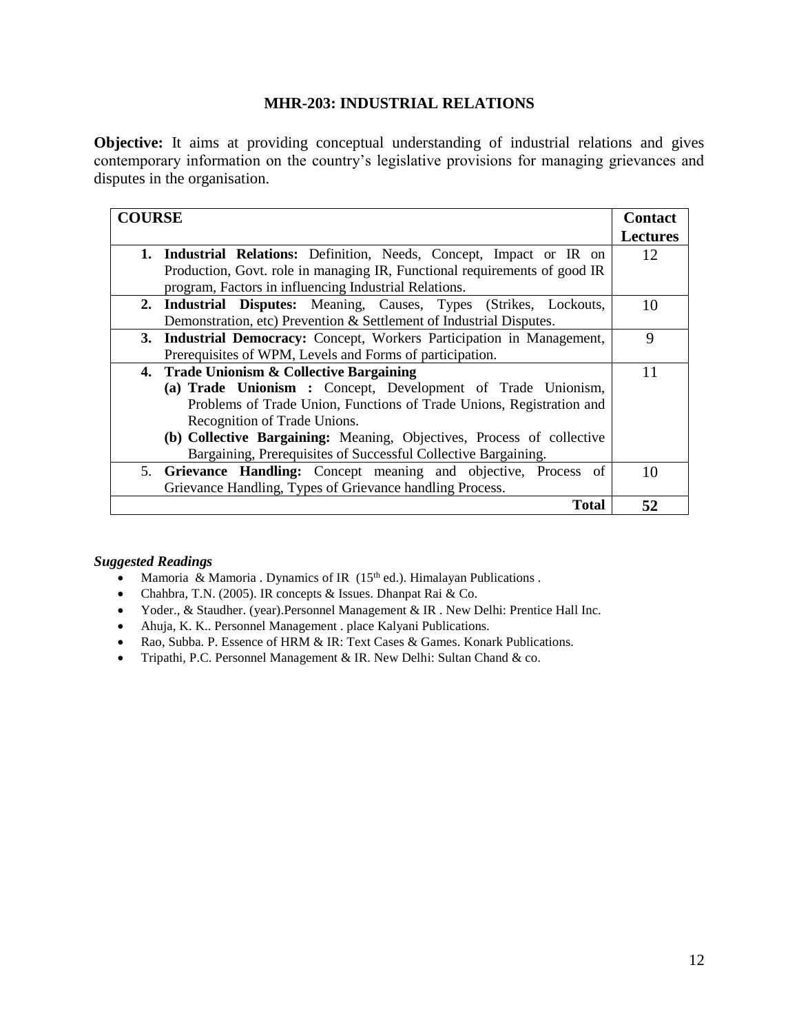## MHR-203: INDUSTRIAL RELATIONS

**Objective:** It aims at providing conceptual understanding of industrial relations and gives contemporary information on the country's legislative provisions for managing grievances and disputes in the organisation.

| COURSE | Contact Lectures |
| --- | --- |
| **1. Industrial Relations:** Definition, Needs, Concept, Impact or IR on Production, Govt. role in managing IR, Functional requirements of good IR program, Factors in influencing Industrial Relations. | 12 |
| **2. Industrial Disputes:** Meaning, Causes, Types (Strikes, Lockouts, Demonstration, etc) Prevention & Settlement of Industrial Disputes. | 10 |
| **3. Industrial Democracy:** Concept, Workers Participation in Management, Prerequisites of WPM, Levels and Forms of participation. | 9 |
| **4. Trade Unionism & Collective Bargaining** <br> **(a) Trade Unionism :** Concept, Development of Trade Unionism, Problems of Trade Union, Functions of Trade Unions, Registration and Recognition of Trade Unions. <br> **(b) Collective Bargaining:** Meaning, Objectives, Process of collective Bargaining, Prerequisites of Successful Collective Bargaining. | 11 |
| 5. **Grievance Handling:** Concept meaning and objective, Process of Grievance Handling, Types of Grievance handling Process. | 10 |
| **Total** | **52** |

***Suggested Readings***

- Mamoria & Mamoria . Dynamics of IR (15th ed.). Himalayan Publications .
- Chahbra, T.N. (2005). IR concepts & Issues. Dhanpat Rai & Co.
- Yoder., & Staudher. (year).Personnel Management & IR . New Delhi: Prentice Hall Inc.
- Ahuja, K. K.. Personnel Management . place Kalyani Publications.
- Rao, Subba. P. Essence of HRM & IR: Text Cases & Games. Konark Publications.
- Tripathi, P.C. Personnel Management & IR. New Delhi: Sultan Chand & co.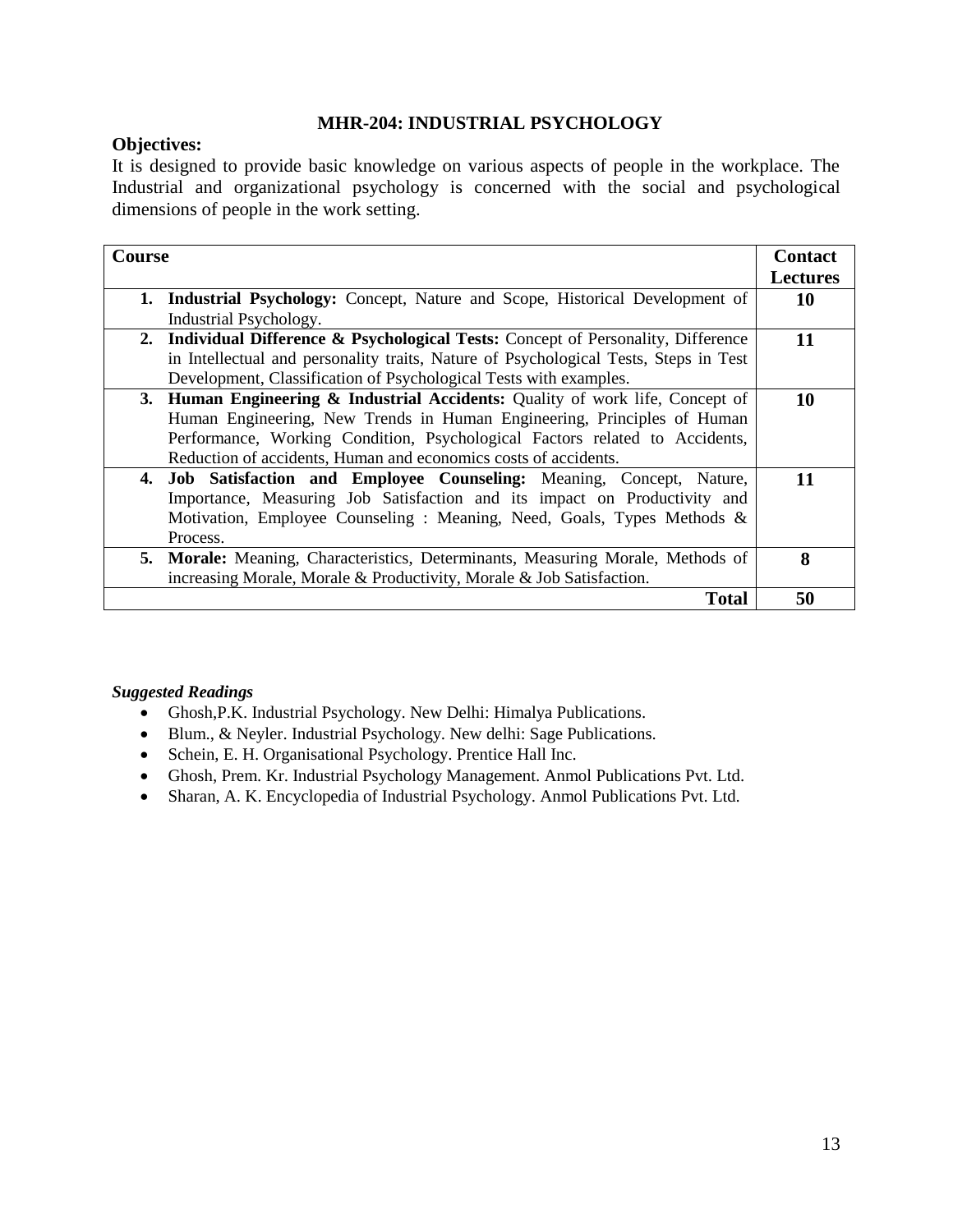## MHR-204: INDUSTRIAL PSYCHOLOGY

**Objectives:**

It is designed to provide basic knowledge on various aspects of people in the workplace. The Industrial and organizational psychology is concerned with the social and psychological dimensions of people in the work setting.

| Course | Contact Lectures |
|---|---|
| 1. **Industrial Psychology:** Concept, Nature and Scope, Historical Development of Industrial Psychology. | **10** |
| 2. **Individual Difference & Psychological Tests:** Concept of Personality, Difference in Intellectual and personality traits, Nature of Psychological Tests, Steps in Test Development, Classification of Psychological Tests with examples. | **11** |
| 3. **Human Engineering & Industrial Accidents:** Quality of work life, Concept of Human Engineering, New Trends in Human Engineering, Principles of Human Performance, Working Condition, Psychological Factors related to Accidents, Reduction of accidents, Human and economics costs of accidents. | **10** |
| 4. **Job Satisfaction and Employee Counseling:** Meaning, Concept, Nature, Importance, Measuring Job Satisfaction and its impact on Productivity and Motivation, Employee Counseling : Meaning, Need, Goals, Types Methods & Process. | **11** |
| 5. **Morale:** Meaning, Characteristics, Determinants, Measuring Morale, Methods of increasing Morale, Morale & Productivity, Morale & Job Satisfaction. | **8** |
| **Total** | **50** |

***Suggested Readings***

- Ghosh,P.K. Industrial Psychology. New Delhi: Himalya Publications.
- Blum., & Neyler. Industrial Psychology. New delhi: Sage Publications.
- Schein, E. H. Organisational Psychology. Prentice Hall Inc.
- Ghosh, Prem. Kr. Industrial Psychology Management. Anmol Publications Pvt. Ltd.
- Sharan, A. K. Encyclopedia of Industrial Psychology. Anmol Publications Pvt. Ltd.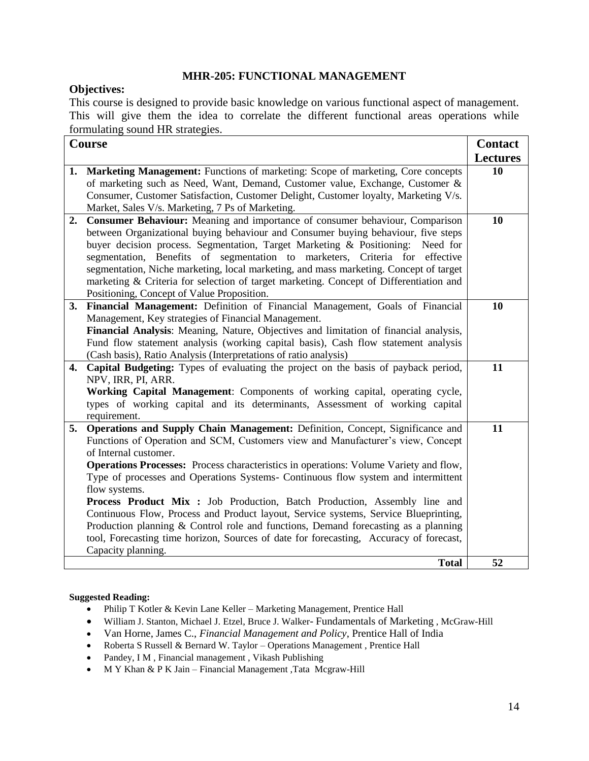# MHR-205: FUNCTIONAL MANAGEMENT

**Objectives:**

This course is designed to provide basic knowledge on various functional aspect of management. This will give them the idea to correlate the different functional areas operations while formulating sound HR strategies.

| Course | Contact Lectures |
|---|---|
| **1. Marketing Management:** Functions of marketing: Scope of marketing, Core concepts of marketing such as Need, Want, Demand, Customer value, Exchange, Customer & Consumer, Customer Satisfaction, Customer Delight, Customer loyalty, Marketing V/s. Market, Sales V/s. Marketing, 7 Ps of Marketing. | **10** |
| **2. Consumer Behaviour:** Meaning and importance of consumer behaviour, Comparison between Organizational buying behaviour and Consumer buying behaviour, five steps buyer decision process. Segmentation, Target Marketing & Positioning: Need for segmentation, Benefits of segmentation to marketers, Criteria for effective segmentation, Niche marketing, local marketing, and mass marketing. Concept of target marketing & Criteria for selection of target marketing. Concept of Differentiation and Positioning, Concept of Value Proposition. | **10** |
| **3. Financial Management:** Definition of Financial Management, Goals of Financial Management, Key strategies of Financial Management.<br>**Financial Analysis**: Meaning, Nature, Objectives and limitation of financial analysis, Fund flow statement analysis (working capital basis), Cash flow statement analysis (Cash basis), Ratio Analysis (Interpretations of ratio analysis) | **10** |
| **4. Capital Budgeting:** Types of evaluating the project on the basis of payback period, NPV, IRR, PI, ARR.<br>**Working Capital Management**: Components of working capital, operating cycle, types of working capital and its determinants, Assessment of working capital requirement. | **11** |
| **5. Operations and Supply Chain Management:** Definition, Concept, Significance and Functions of Operation and SCM, Customers view and Manufacturer's view, Concept of Internal customer.<br>**Operations Processes:** Process characteristics in operations: Volume Variety and flow, Type of processes and Operations Systems- Continuous flow system and intermittent flow systems.<br>**Process Product Mix :** Job Production, Batch Production, Assembly line and Continuous Flow, Process and Product layout, Service systems, Service Blueprinting, Production planning & Control role and functions, Demand forecasting as a planning tool, Forecasting time horizon, Sources of date for forecasting, Accuracy of forecast, Capacity planning. | **11** |
| **Total** | **52** |

**Suggested Reading:**

- Philip T Kotler & Kevin Lane Keller – Marketing Management, Prentice Hall
- William J. Stanton, Michael J. Etzel, Bruce J. Walker- Fundamentals of Marketing , McGraw-Hill
- Van Horne, James C., *Financial Management and Policy*, Prentice Hall of India
- Roberta S Russell & Bernard W. Taylor – Operations Management , Prentice Hall
- Pandey, I M , Financial management , Vikash Publishing
- M Y Khan & P K Jain – Financial Management ,Tata Mcgraw-Hill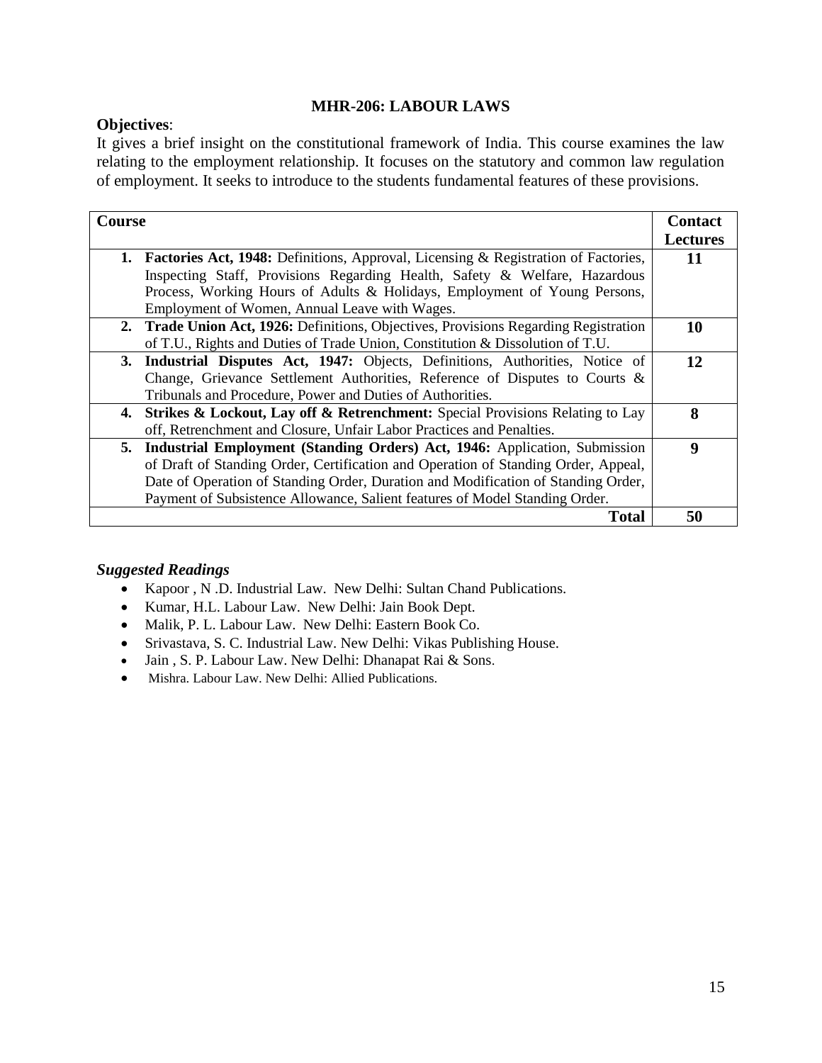## MHR-206: LABOUR LAWS

**Objectives**:

It gives a brief insight on the constitutional framework of India. This course examines the law relating to the employment relationship. It focuses on the statutory and common law regulation of employment. It seeks to introduce to the students fundamental features of these provisions.

| Course | Contact Lectures |
|---|---|
| **1. Factories Act, 1948:** Definitions, Approval, Licensing & Registration of Factories, Inspecting Staff, Provisions Regarding Health, Safety & Welfare, Hazardous Process, Working Hours of Adults & Holidays, Employment of Young Persons, Employment of Women, Annual Leave with Wages. | **11** |
| **2. Trade Union Act, 1926:** Definitions, Objectives, Provisions Regarding Registration of T.U., Rights and Duties of Trade Union, Constitution & Dissolution of T.U. | **10** |
| **3. Industrial Disputes Act, 1947:** Objects, Definitions, Authorities, Notice of Change, Grievance Settlement Authorities, Reference of Disputes to Courts & Tribunals and Procedure, Power and Duties of Authorities. | **12** |
| **4. Strikes & Lockout, Lay off & Retrenchment:** Special Provisions Relating to Lay off, Retrenchment and Closure, Unfair Labor Practices and Penalties. | **8** |
| **5. Industrial Employment (Standing Orders) Act, 1946:** Application, Submission of Draft of Standing Order, Certification and Operation of Standing Order, Appeal, Date of Operation of Standing Order, Duration and Modification of Standing Order, Payment of Subsistence Allowance, Salient features of Model Standing Order. | **9** |
| **Total** | **50** |

### *Suggested Readings*

- Kapoor , N .D. Industrial Law. New Delhi: Sultan Chand Publications.
- Kumar, H.L. Labour Law. New Delhi: Jain Book Dept.
- Malik, P. L. Labour Law. New Delhi: Eastern Book Co.
- Srivastava, S. C. Industrial Law. New Delhi: Vikas Publishing House.
- Jain , S. P. Labour Law. New Delhi: Dhanapat Rai & Sons.
- Mishra. Labour Law. New Delhi: Allied Publications.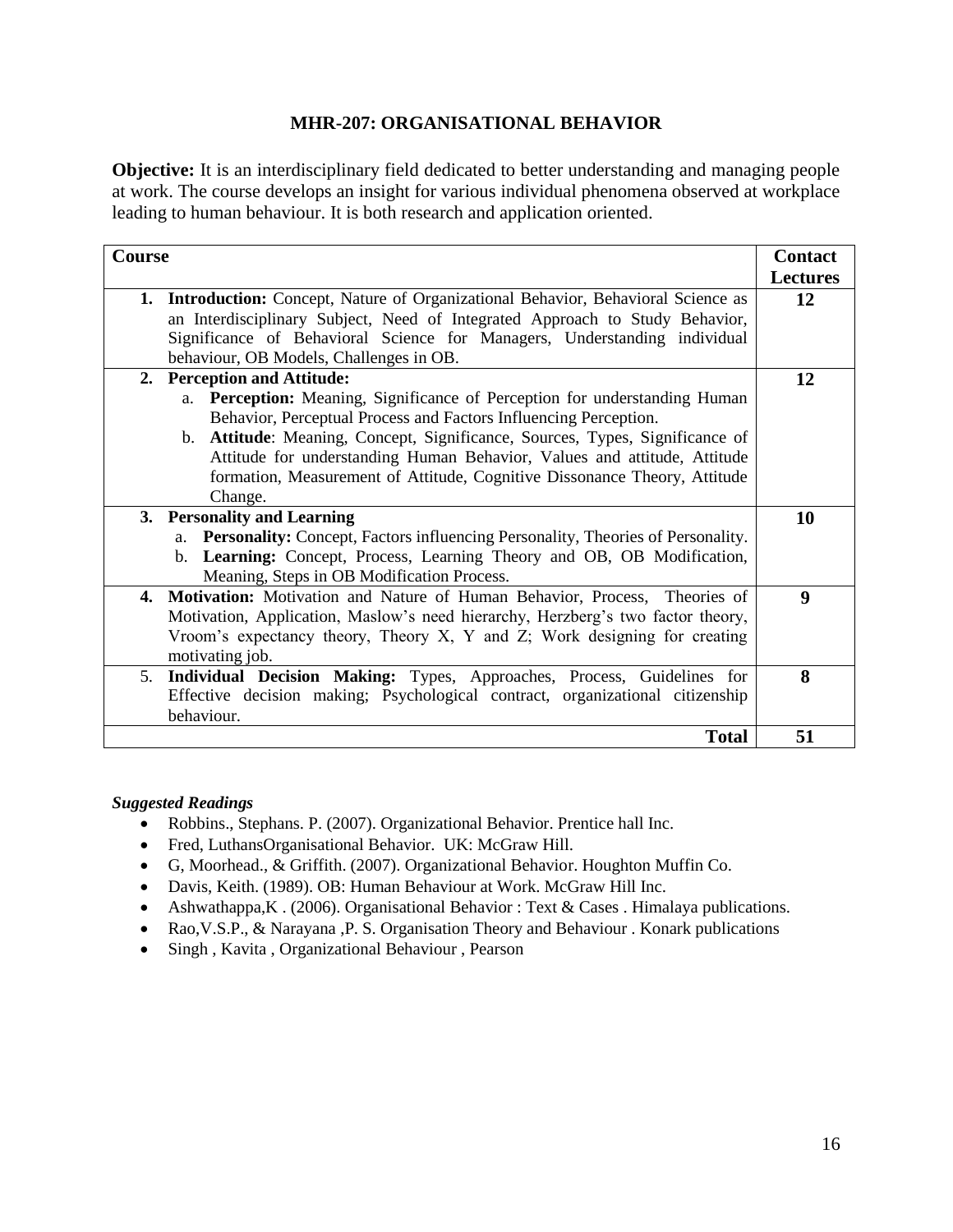# MHR-207: ORGANISATIONAL BEHAVIOR

**Objective:** It is an interdisciplinary field dedicated to better understanding and managing people at work. The course develops an insight for various individual phenomena observed at workplace leading to human behaviour. It is both research and application oriented.

| Course | Contact Lectures |
|---|---|
| **1. Introduction:** Concept, Nature of Organizational Behavior, Behavioral Science as an Interdisciplinary Subject, Need of Integrated Approach to Study Behavior, Significance of Behavioral Science for Managers, Understanding individual behaviour, OB Models, Challenges in OB. | **12** |
| **2. Perception and Attitude:**<br>a. **Perception:** Meaning, Significance of Perception for understanding Human Behavior, Perceptual Process and Factors Influencing Perception.<br>b. **Attitude**: Meaning, Concept, Significance, Sources, Types, Significance of Attitude for understanding Human Behavior, Values and attitude, Attitude formation, Measurement of Attitude, Cognitive Dissonance Theory, Attitude Change. | **12** |
| **3. Personality and Learning**<br>a. **Personality:** Concept, Factors influencing Personality, Theories of Personality.<br>b. **Learning:** Concept, Process, Learning Theory and OB, OB Modification, Meaning, Steps in OB Modification Process. | **10** |
| **4. Motivation:** Motivation and Nature of Human Behavior, Process, Theories of Motivation, Application, Maslow's need hierarchy, Herzberg's two factor theory, Vroom's expectancy theory, Theory X, Y and Z; Work designing for creating motivating job. | **9** |
| 5. **Individual Decision Making:** Types, Approaches, Process, Guidelines for Effective decision making; Psychological contract, organizational citizenship behaviour. | **8** |
| **Total** | **51** |

***Suggested Readings***

- Robbins., Stephans. P. (2007). Organizational Behavior. Prentice hall Inc.
- Fred, LuthansOrganisational Behavior. UK: McGraw Hill.
- G, Moorhead., & Griffith. (2007). Organizational Behavior. Houghton Muffin Co.
- Davis, Keith. (1989). OB: Human Behaviour at Work. McGraw Hill Inc.
- Ashwathappa,K . (2006). Organisational Behavior : Text & Cases . Himalaya publications.
- Rao,V.S.P., & Narayana ,P. S. Organisation Theory and Behaviour . Konark publications
- Singh , Kavita , Organizational Behaviour , Pearson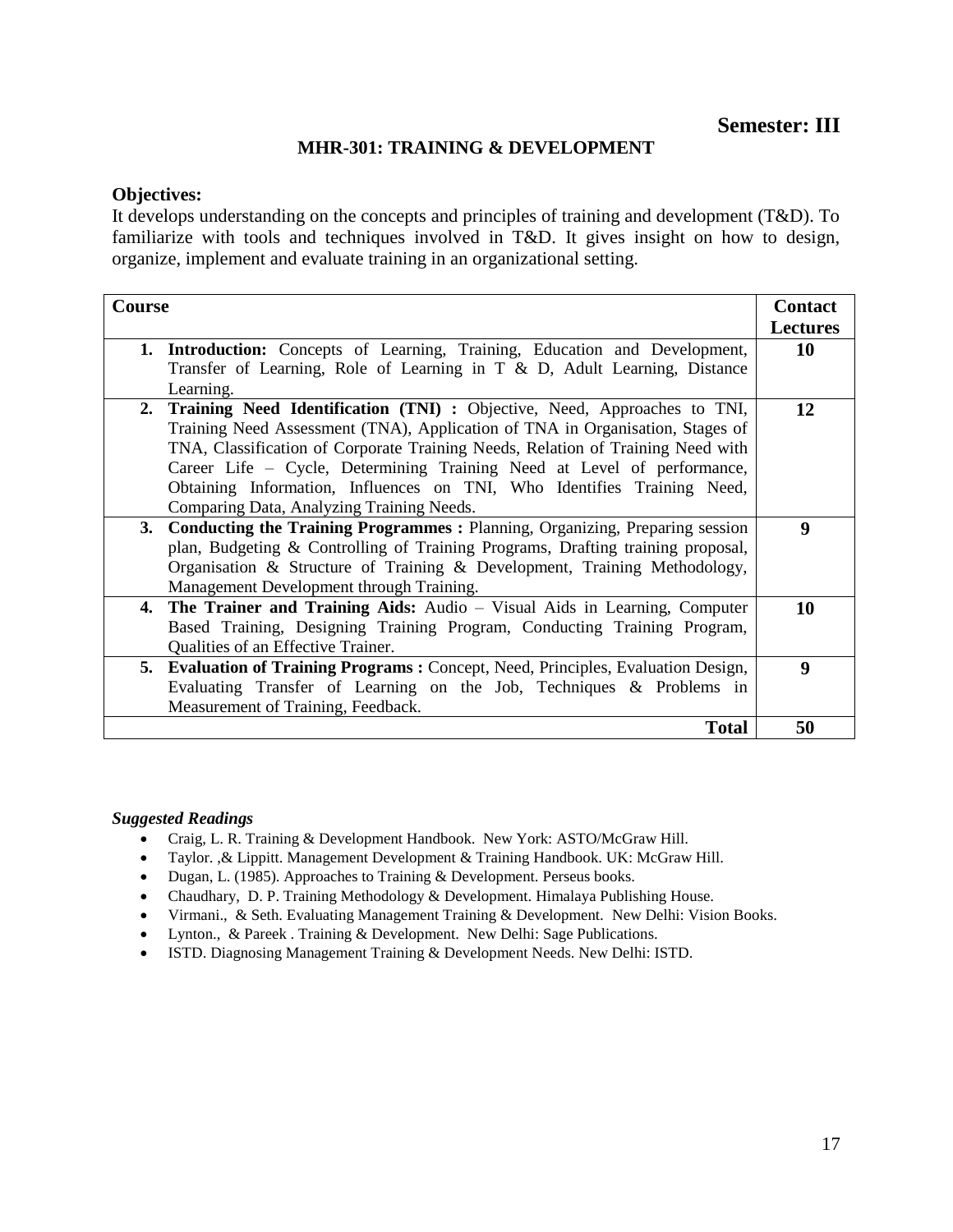**Semester: III**

## MHR-301: TRAINING & DEVELOPMENT

**Objectives:**

It develops understanding on the concepts and principles of training and development (T&D). To familiarize with tools and techniques involved in T&D. It gives insight on how to design, organize, implement and evaluate training in an organizational setting.

| Course | Contact Lectures |
|---|---|
| 1. **Introduction:** Concepts of Learning, Training, Education and Development, Transfer of Learning, Role of Learning in T & D, Adult Learning, Distance Learning. | 10 |
| 2. **Training Need Identification (TNI) :** Objective, Need, Approaches to TNI, Training Need Assessment (TNA), Application of TNA in Organisation, Stages of TNA, Classification of Corporate Training Needs, Relation of Training Need with Career Life – Cycle, Determining Training Need at Level of performance, Obtaining Information, Influences on TNI, Who Identifies Training Need, Comparing Data, Analyzing Training Needs. | 12 |
| 3. **Conducting the Training Programmes :** Planning, Organizing, Preparing session plan, Budgeting & Controlling of Training Programs, Drafting training proposal, Organisation & Structure of Training & Development, Training Methodology, Management Development through Training. | 9 |
| 4. **The Trainer and Training Aids:** Audio – Visual Aids in Learning, Computer Based Training, Designing Training Program, Conducting Training Program, Qualities of an Effective Trainer. | 10 |
| 5. **Evaluation of Training Programs :** Concept, Need, Principles, Evaluation Design, Evaluating Transfer of Learning on the Job, Techniques & Problems in Measurement of Training, Feedback. | 9 |
| **Total** | **50** |

***Suggested Readings***

- Craig, L. R. Training & Development Handbook. New York: ASTO/McGraw Hill.
- Taylor. ,& Lippitt. Management Development & Training Handbook. UK: McGraw Hill.
- Dugan, L. (1985). Approaches to Training & Development. Perseus books.
- Chaudhary, D. P. Training Methodology & Development. Himalaya Publishing House.
- Virmani., & Seth. Evaluating Management Training & Development. New Delhi: Vision Books.
- Lynton., & Pareek . Training & Development. New Delhi: Sage Publications.
- ISTD. Diagnosing Management Training & Development Needs. New Delhi: ISTD.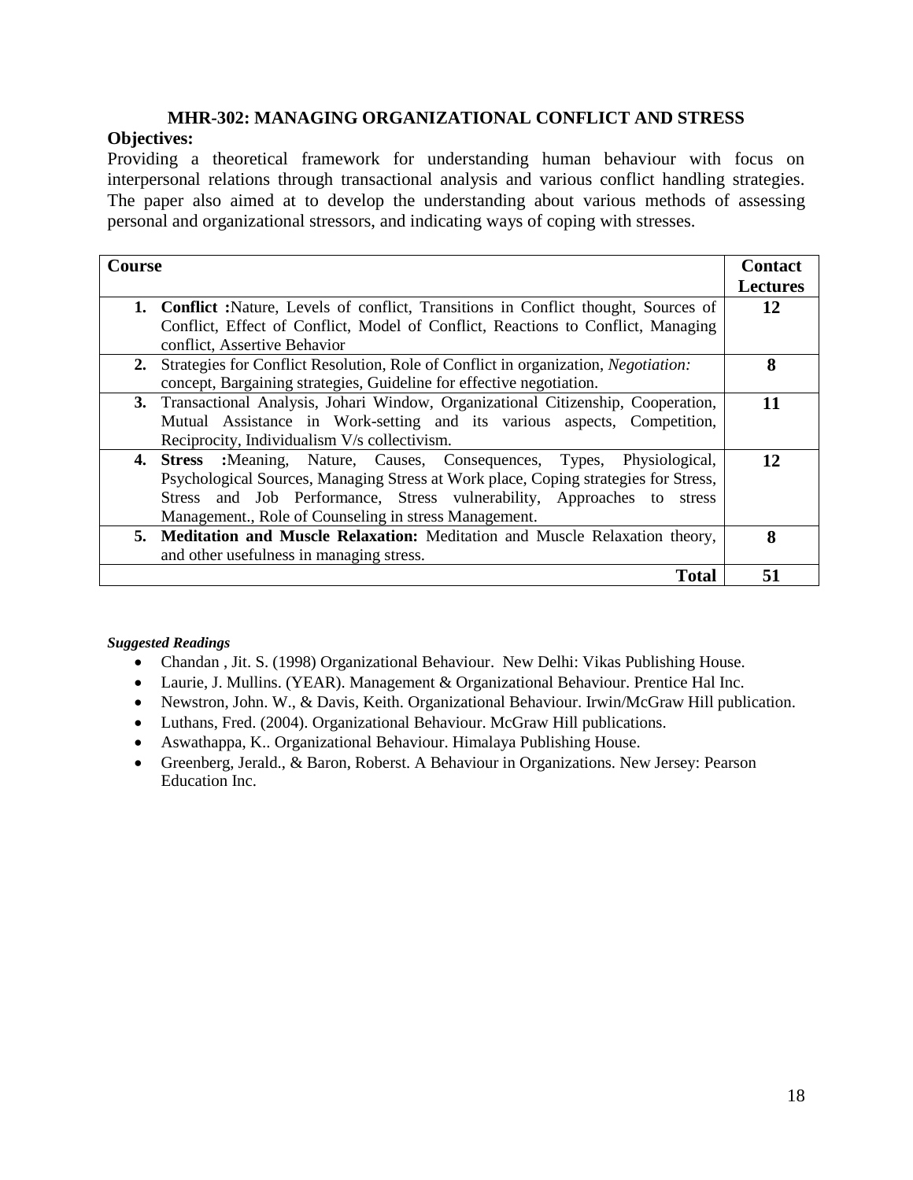## MHR-302: MANAGING ORGANIZATIONAL CONFLICT AND STRESS

**Objectives:**

Providing a theoretical framework for understanding human behaviour with focus on interpersonal relations through transactional analysis and various conflict handling strategies. The paper also aimed at to develop the understanding about various methods of assessing personal and organizational stressors, and indicating ways of coping with stresses.

| Course | Contact Lectures |
|---|---|
| **1. Conflict :**Nature, Levels of conflict, Transitions in Conflict thought, Sources of Conflict, Effect of Conflict, Model of Conflict, Reactions to Conflict, Managing conflict, Assertive Behavior | **12** |
| **2.** Strategies for Conflict Resolution, Role of Conflict in organization, *Negotiation:* concept, Bargaining strategies, Guideline for effective negotiation. | **8** |
| **3.** Transactional Analysis, Johari Window, Organizational Citizenship, Cooperation, Mutual Assistance in Work-setting and its various aspects, Competition, Reciprocity, Individualism V/s collectivism. | **11** |
| **4. Stress :**Meaning, Nature, Causes, Consequences, Types, Physiological, Psychological Sources, Managing Stress at Work place, Coping strategies for Stress, Stress and Job Performance, Stress vulnerability, Approaches to stress Management., Role of Counseling in stress Management. | **12** |
| **5. Meditation and Muscle Relaxation:** Meditation and Muscle Relaxation theory, and other usefulness in managing stress. | **8** |
| **Total** | **51** |

***Suggested Readings***

- Chandan , Jit. S. (1998) Organizational Behaviour. New Delhi: Vikas Publishing House.
- Laurie, J. Mullins. (YEAR). Management & Organizational Behaviour. Prentice Hal Inc.
- Newstron, John. W., & Davis, Keith. Organizational Behaviour. Irwin/McGraw Hill publication.
- Luthans, Fred. (2004). Organizational Behaviour. McGraw Hill publications.
- Aswathappa, K.. Organizational Behaviour. Himalaya Publishing House.
- Greenberg, Jerald., & Baron, Roberst. A Behaviour in Organizations. New Jersey: Pearson Education Inc.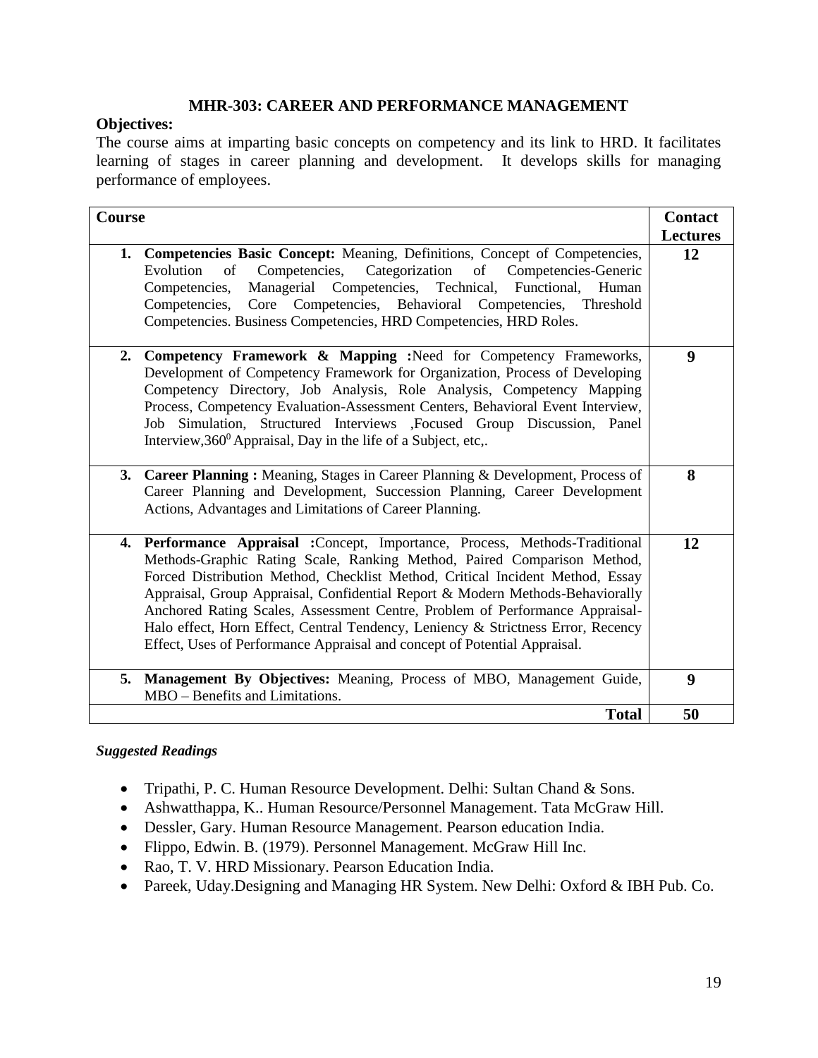## MHR-303: CAREER AND PERFORMANCE MANAGEMENT

**Objectives:**

The course aims at imparting basic concepts on competency and its link to HRD. It facilitates learning of stages in career planning and development. It develops skills for managing performance of employees.

| Course | Contact Lectures |
|---|---|
| **1. Competencies Basic Concept:** Meaning, Definitions, Concept of Competencies, Evolution of Competencies, Categorization of Competencies-Generic Competencies, Managerial Competencies, Technical, Functional, Human Competencies, Core Competencies, Behavioral Competencies, Threshold Competencies. Business Competencies, HRD Competencies, HRD Roles. | **12** |
| **2. Competency Framework & Mapping :**Need for Competency Frameworks, Development of Competency Framework for Organization, Process of Developing Competency Directory, Job Analysis, Role Analysis, Competency Mapping Process, Competency Evaluation-Assessment Centers, Behavioral Event Interview, Job Simulation, Structured Interviews ,Focused Group Discussion, Panel Interview,$360^0$ Appraisal, Day in the life of a Subject, etc,. | **9** |
| **3. Career Planning :** Meaning, Stages in Career Planning & Development, Process of Career Planning and Development, Succession Planning, Career Development Actions, Advantages and Limitations of Career Planning. | **8** |
| **4. Performance Appraisal :**Concept, Importance, Process, Methods-Traditional Methods-Graphic Rating Scale, Ranking Method, Paired Comparison Method, Forced Distribution Method, Checklist Method, Critical Incident Method, Essay Appraisal, Group Appraisal, Confidential Report & Modern Methods-Behaviorally Anchored Rating Scales, Assessment Centre, Problem of Performance Appraisal-Halo effect, Horn Effect, Central Tendency, Leniency & Strictness Error, Recency Effect, Uses of Performance Appraisal and concept of Potential Appraisal. | **12** |
| **5. Management By Objectives:** Meaning, Process of MBO, Management Guide, MBO – Benefits and Limitations. | **9** |
| **Total** | **50** |

***Suggested Readings***

- Tripathi, P. C. Human Resource Development. Delhi: Sultan Chand & Sons.
- Ashwatthappa, K.. Human Resource/Personnel Management. Tata McGraw Hill.
- Dessler, Gary. Human Resource Management. Pearson education India.
- Flippo, Edwin. B. (1979). Personnel Management. McGraw Hill Inc.
- Rao, T. V. HRD Missionary. Pearson Education India.
- Pareek, Uday.Designing and Managing HR System. New Delhi: Oxford & IBH Pub. Co.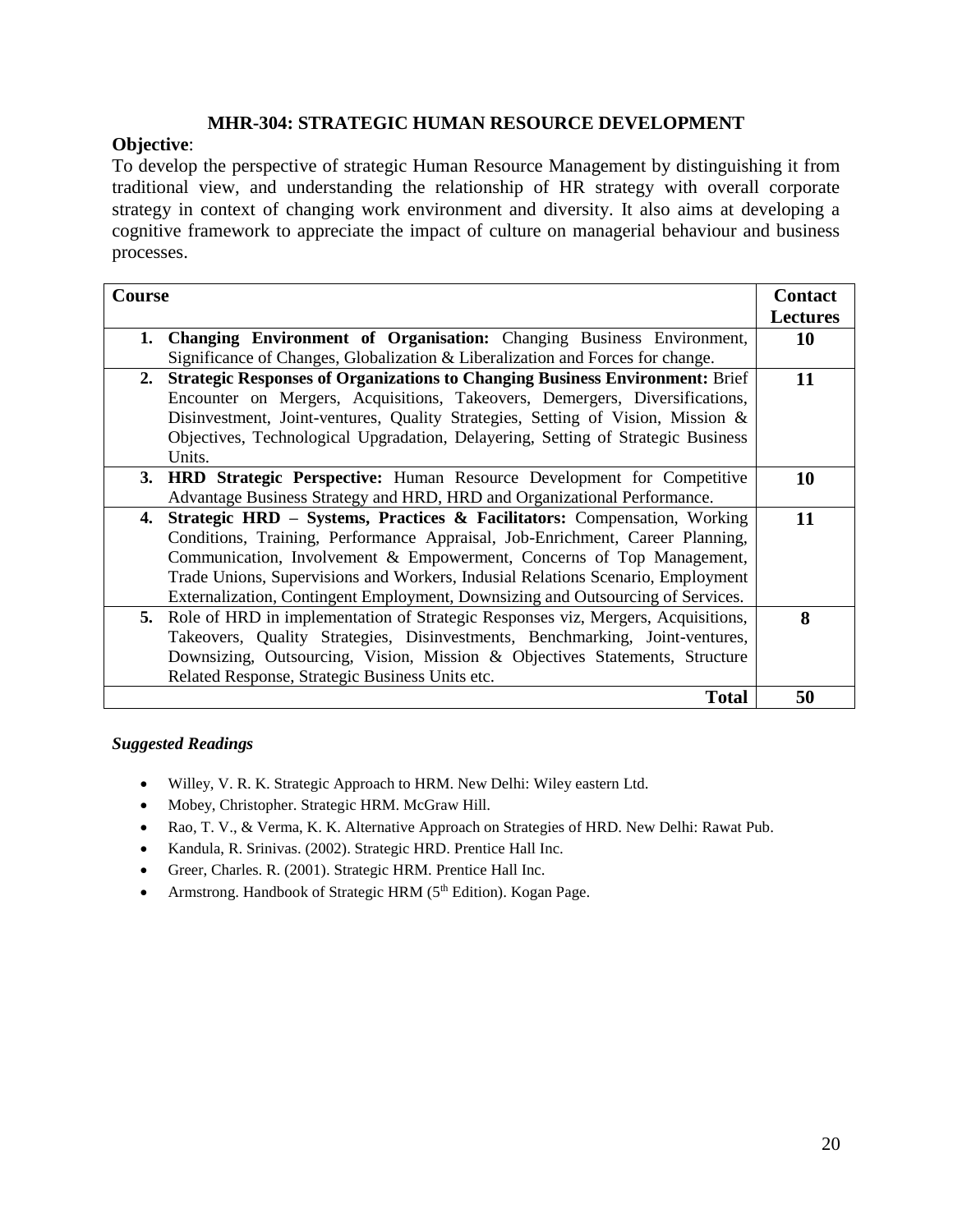## MHR-304: STRATEGIC HUMAN RESOURCE DEVELOPMENT

**Objective**:

To develop the perspective of strategic Human Resource Management by distinguishing it from traditional view, and understanding the relationship of HR strategy with overall corporate strategy in context of changing work environment and diversity. It also aims at developing a cognitive framework to appreciate the impact of culture on managerial behaviour and business processes.

| Course | Contact Lectures |
|---|---|
| **1. Changing Environment of Organisation:** Changing Business Environment, Significance of Changes, Globalization & Liberalization and Forces for change. | **10** |
| **2. Strategic Responses of Organizations to Changing Business Environment:** Brief Encounter on Mergers, Acquisitions, Takeovers, Demergers, Diversifications, Disinvestment, Joint-ventures, Quality Strategies, Setting of Vision, Mission & Objectives, Technological Upgradation, Delayering, Setting of Strategic Business Units. | **11** |
| **3. HRD Strategic Perspective:** Human Resource Development for Competitive Advantage Business Strategy and HRD, HRD and Organizational Performance. | **10** |
| **4. Strategic HRD – Systems, Practices & Facilitators:** Compensation, Working Conditions, Training, Performance Appraisal, Job-Enrichment, Career Planning, Communication, Involvement & Empowerment, Concerns of Top Management, Trade Unions, Supervisions and Workers, Indusial Relations Scenario, Employment Externalization, Contingent Employment, Downsizing and Outsourcing of Services. | **11** |
| **5.** Role of HRD in implementation of Strategic Responses viz, Mergers, Acquisitions, Takeovers, Quality Strategies, Disinvestments, Benchmarking, Joint-ventures, Downsizing, Outsourcing, Vision, Mission & Objectives Statements, Structure Related Response, Strategic Business Units etc. | **8** |
| **Total** | **50** |

### *Suggested Readings*

- Willey, V. R. K. Strategic Approach to HRM. New Delhi: Wiley eastern Ltd.
- Mobey, Christopher. Strategic HRM. McGraw Hill.
- Rao, T. V., & Verma, K. K. Alternative Approach on Strategies of HRD. New Delhi: Rawat Pub.
- Kandula, R. Srinivas. (2002). Strategic HRD. Prentice Hall Inc.
- Greer, Charles. R. (2001). Strategic HRM. Prentice Hall Inc.
- Armstrong. Handbook of Strategic HRM (5th Edition). Kogan Page.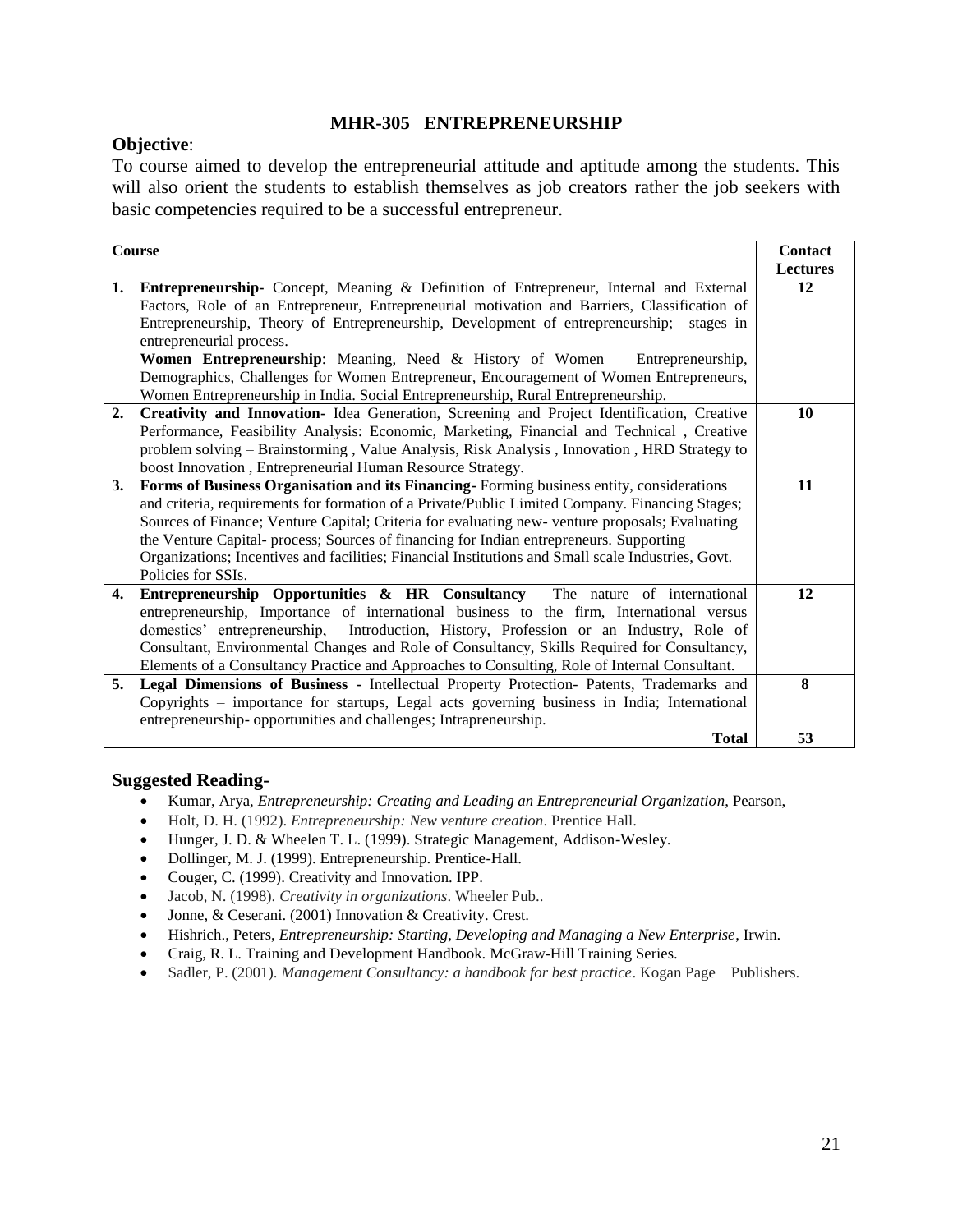# MHR-305 ENTREPRENEURSHIP

**Objective**:

To course aimed to develop the entrepreneurial attitude and aptitude among the students. This will also orient the students to establish themselves as job creators rather the job seekers with basic competencies required to be a successful entrepreneur.

| | Course | Contact Lectures |
|---|---|---|
| 1. | **Entrepreneurship-** Concept, Meaning & Definition of Entrepreneur, Internal and External Factors, Role of an Entrepreneur, Entrepreneurial motivation and Barriers, Classification of Entrepreneurship, Theory of Entrepreneurship, Development of entrepreneurship; stages in entrepreneurial process. **Women Entrepreneurship**: Meaning, Need & History of Women Entrepreneurship, Demographics, Challenges for Women Entrepreneur, Encouragement of Women Entrepreneurs, Women Entrepreneurship in India. Social Entrepreneurship, Rural Entrepreneurship. | 12 |
| 2. | **Creativity and Innovation-** Idea Generation, Screening and Project Identification, Creative Performance, Feasibility Analysis: Economic, Marketing, Financial and Technical , Creative problem solving – Brainstorming , Value Analysis, Risk Analysis , Innovation , HRD Strategy to boost Innovation , Entrepreneurial Human Resource Strategy. | 10 |
| 3. | **Forms of Business Organisation and its Financing-** Forming business entity, considerations and criteria, requirements for formation of a Private/Public Limited Company. Financing Stages; Sources of Finance; Venture Capital; Criteria for evaluating new- venture proposals; Evaluating the Venture Capital- process; Sources of financing for Indian entrepreneurs. Supporting Organizations; Incentives and facilities; Financial Institutions and Small scale Industries, Govt. Policies for SSIs. | 11 |
| 4. | **Entrepreneurship Opportunities & HR Consultancy** The nature of international entrepreneurship, Importance of international business to the firm, International versus domestics' entrepreneurship, Introduction, History, Profession or an Industry, Role of Consultant, Environmental Changes and Role of Consultancy, Skills Required for Consultancy, Elements of a Consultancy Practice and Approaches to Consulting, Role of Internal Consultant. | 12 |
| 5. | **Legal Dimensions of Business -** Intellectual Property Protection- Patents, Trademarks and Copyrights – importance for startups, Legal acts governing business in India; International entrepreneurship- opportunities and challenges; Intrapreneurship. | 8 |
| | **Total** | **53** |

## Suggested Reading-

- Kumar, Arya, *Entrepreneurship: Creating and Leading an Entrepreneurial Organization*, Pearson,
- Holt, D. H. (1992). *Entrepreneurship: New venture creation*. Prentice Hall.
- Hunger, J. D. & Wheelen T. L. (1999). Strategic Management, Addison-Wesley.
- Dollinger, M. J. (1999). Entrepreneurship. Prentice-Hall.
- Couger, C. (1999). Creativity and Innovation. IPP.
- Jacob, N. (1998). *Creativity in organizations*. Wheeler Pub..
- Jonne, & Ceserani. (2001) Innovation & Creativity. Crest.
- Hishrich., Peters, *Entrepreneurship: Starting, Developing and Managing a New Enterprise*, Irwin.
- Craig, R. L. Training and Development Handbook. McGraw-Hill Training Series.
- Sadler, P. (2001). *Management Consultancy: a handbook for best practice*. Kogan Page Publishers.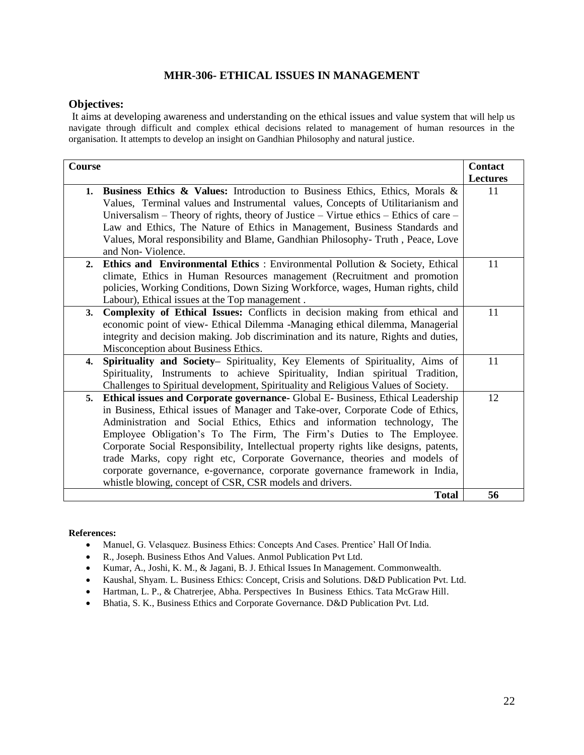## MHR-306- ETHICAL ISSUES IN MANAGEMENT

### Objectives:

It aims at developing awareness and understanding on the ethical issues and value system that will help us navigate through difficult and complex ethical decisions related to management of human resources in the organisation. It attempts to develop an insight on Gandhian Philosophy and natural justice.

| Course | Contact Lectures |
|---|---|
| 1. **Business Ethics & Values:** Introduction to Business Ethics, Ethics, Morals & Values, Terminal values and Instrumental values, Concepts of Utilitarianism and Universalism – Theory of rights, theory of Justice – Virtue ethics – Ethics of care – Law and Ethics, The Nature of Ethics in Management, Business Standards and Values, Moral responsibility and Blame, Gandhian Philosophy- Truth , Peace, Love and Non- Violence. | 11 |
| 2. **Ethics and Environmental Ethics** : Environmental Pollution & Society, Ethical climate, Ethics in Human Resources management (Recruitment and promotion policies, Working Conditions, Down Sizing Workforce, wages, Human rights, child Labour), Ethical issues at the Top management . | 11 |
| 3. **Complexity of Ethical Issues:** Conflicts in decision making from ethical and economic point of view- Ethical Dilemma -Managing ethical dilemma, Managerial integrity and decision making. Job discrimination and its nature, Rights and duties, Misconception about Business Ethics. | 11 |
| 4. **Spirituality and Society–** Spirituality, Key Elements of Spirituality, Aims of Spirituality, Instruments to achieve Spirituality, Indian spiritual Tradition, Challenges to Spiritual development, Spirituality and Religious Values of Society. | 11 |
| 5. **Ethical issues and Corporate governance-** Global E- Business, Ethical Leadership in Business, Ethical issues of Manager and Take-over, Corporate Code of Ethics, Administration and Social Ethics, Ethics and information technology, The Employee Obligation's To The Firm, The Firm's Duties to The Employee. Corporate Social Responsibility, Intellectual property rights like designs, patents, trade Marks, copy right etc, Corporate Governance, theories and models of corporate governance, e-governance, corporate governance framework in India, whistle blowing, concept of CSR, CSR models and drivers. | 12 |
| **Total** | **56** |

**References:**

- Manuel, G. Velasquez. Business Ethics: Concepts And Cases. Prentice' Hall Of India.
- R., Joseph. Business Ethos And Values. Anmol Publication Pvt Ltd.
- Kumar, A., Joshi, K. M., & Jagani, B. J. Ethical Issues In Management. Commonwealth.
- Kaushal, Shyam. L. Business Ethics: Concept, Crisis and Solutions. D&D Publication Pvt. Ltd.
- Hartman, L. P., & Chatrerjee, Abha. Perspectives In Business Ethics. Tata McGraw Hill.
- Bhatia, S. K., Business Ethics and Corporate Governance. D&D Publication Pvt. Ltd.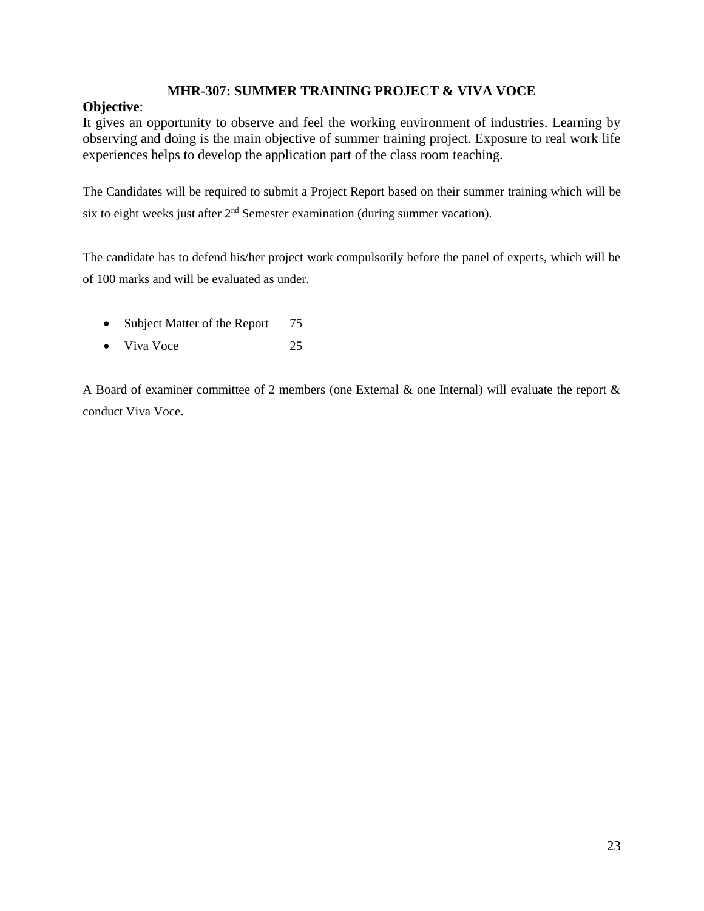## MHR-307: SUMMER TRAINING PROJECT & VIVA VOCE

**Objective**:

It gives an opportunity to observe and feel the working environment of industries. Learning by observing and doing is the main objective of summer training project. Exposure to real work life experiences helps to develop the application part of the class room teaching.

The Candidates will be required to submit a Project Report based on their summer training which will be six to eight weeks just after 2nd Semester examination (during summer vacation).

The candidate has to defend his/her project work compulsorily before the panel of experts, which will be of 100 marks and will be evaluated as under.

- Subject Matter of the Report 75
- Viva Voce 25

A Board of examiner committee of 2 members (one External & one Internal) will evaluate the report & conduct Viva Voce.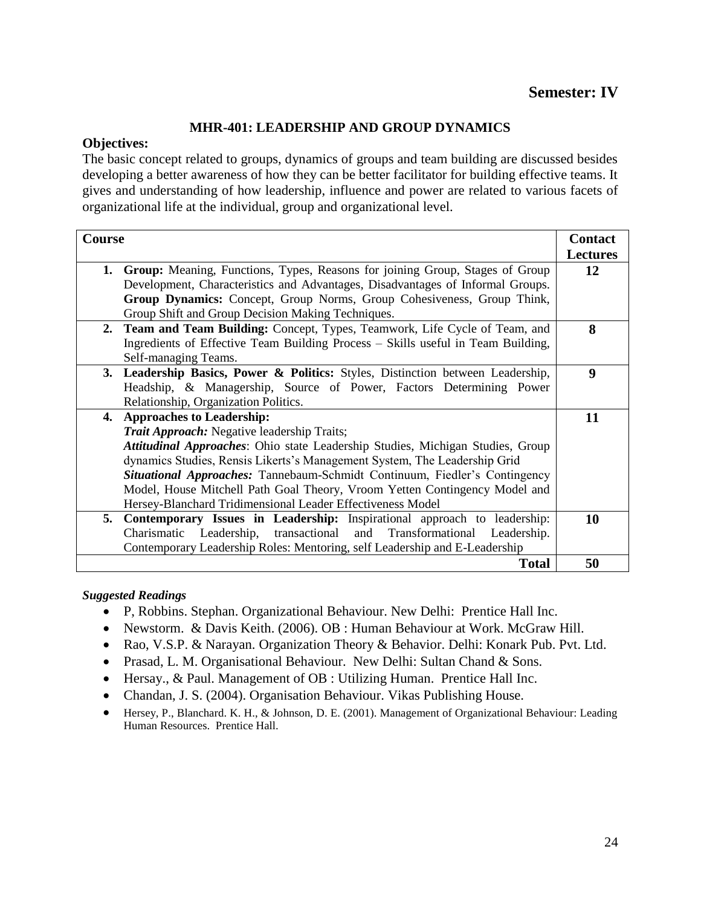## Semester: IV

### MHR-401: LEADERSHIP AND GROUP DYNAMICS

**Objectives:**

The basic concept related to groups, dynamics of groups and team building are discussed besides developing a better awareness of how they can be better facilitator for building effective teams. It gives and understanding of how leadership, influence and power are related to various facets of organizational life at the individual, group and organizational level.

| Course | Contact Lectures |
|---|---|
| **1. Group:** Meaning, Functions, Types, Reasons for joining Group, Stages of Group Development, Characteristics and Advantages, Disadvantages of Informal Groups. **Group Dynamics:** Concept, Group Norms, Group Cohesiveness, Group Think, Group Shift and Group Decision Making Techniques. | **12** |
| **2. Team and Team Building:** Concept, Types, Teamwork, Life Cycle of Team, and Ingredients of Effective Team Building Process – Skills useful in Team Building, Self-managing Teams. | **8** |
| **3. Leadership Basics, Power & Politics:** Styles, Distinction between Leadership, Headship, & Managership, Source of Power, Factors Determining Power Relationship, Organization Politics. | **9** |
| **4. Approaches to Leadership:** ***Trait Approach:*** Negative leadership Traits; ***Attitudinal Approaches***: Ohio state Leadership Studies, Michigan Studies, Group dynamics Studies, Rensis Likerts's Management System, The Leadership Grid ***Situational Approaches:*** Tannebaum-Schmidt Continuum, Fiedler's Contingency Model, House Mitchell Path Goal Theory, Vroom Yetten Contingency Model and Hersey-Blanchard Tridimensional Leader Effectiveness Model | **11** |
| **5. Contemporary Issues in Leadership:** Inspirational approach to leadership: Charismatic Leadership, transactional and Transformational Leadership. Contemporary Leadership Roles: Mentoring, self Leadership and E-Leadership | **10** |
| **Total** | **50** |

***Suggested Readings***

- P, Robbins. Stephan. Organizational Behaviour. New Delhi: Prentice Hall Inc.
- Newstorm. & Davis Keith. (2006). OB : Human Behaviour at Work. McGraw Hill.
- Rao, V.S.P. & Narayan. Organization Theory & Behavior. Delhi: Konark Pub. Pvt. Ltd.
- Prasad, L. M. Organisational Behaviour. New Delhi: Sultan Chand & Sons.
- Hersay., & Paul. Management of OB : Utilizing Human. Prentice Hall Inc.
- Chandan, J. S. (2004). Organisation Behaviour. Vikas Publishing House.
- Hersey, P., Blanchard. K. H., & Johnson, D. E. (2001). Management of Organizational Behaviour: Leading Human Resources. Prentice Hall.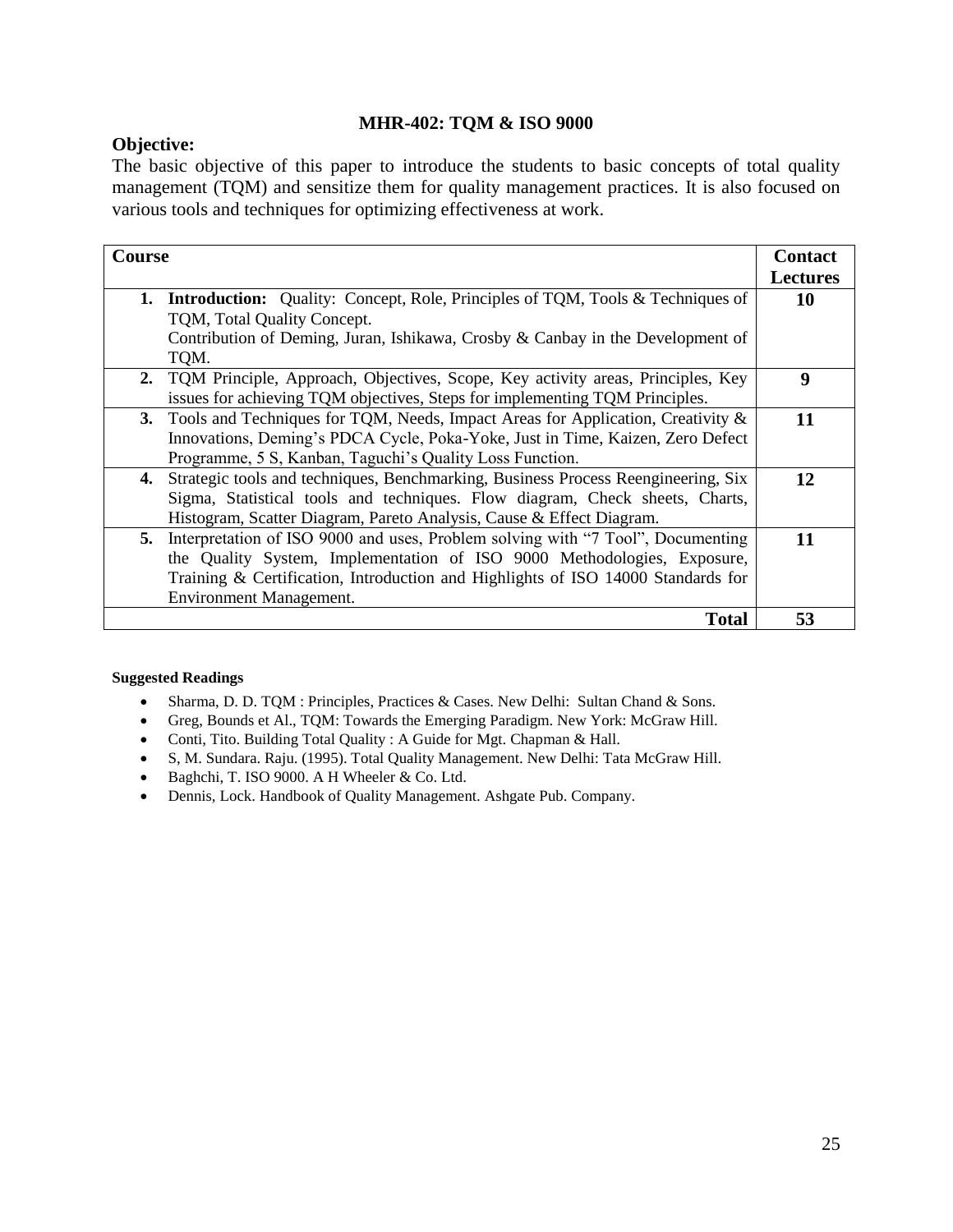## MHR-402: TQM & ISO 9000

**Objective:**

The basic objective of this paper to introduce the students to basic concepts of total quality management (TQM) and sensitize them for quality management practices. It is also focused on various tools and techniques for optimizing effectiveness at work.

| **Course** | **Contact Lectures** |
|---|---|
| **1. Introduction:** Quality: Concept, Role, Principles of TQM, Tools & Techniques of TQM, Total Quality Concept. Contribution of Deming, Juran, Ishikawa, Crosby & Canbay in the Development of TQM. | **10** |
| **2.** TQM Principle, Approach, Objectives, Scope, Key activity areas, Principles, Key issues for achieving TQM objectives, Steps for implementing TQM Principles. | **9** |
| **3.** Tools and Techniques for TQM, Needs, Impact Areas for Application, Creativity & Innovations, Deming's PDCA Cycle, Poka-Yoke, Just in Time, Kaizen, Zero Defect Programme, 5 S, Kanban, Taguchi's Quality Loss Function. | **11** |
| **4.** Strategic tools and techniques, Benchmarking, Business Process Reengineering, Six Sigma, Statistical tools and techniques. Flow diagram, Check sheets, Charts, Histogram, Scatter Diagram, Pareto Analysis, Cause & Effect Diagram. | **12** |
| **5.** Interpretation of ISO 9000 and uses, Problem solving with "7 Tool", Documenting the Quality System, Implementation of ISO 9000 Methodologies, Exposure, Training & Certification, Introduction and Highlights of ISO 14000 Standards for Environment Management. | **11** |
| **Total** | **53** |

**Suggested Readings**

- Sharma, D. D. TQM : Principles, Practices & Cases. New Delhi: Sultan Chand & Sons.
- Greg, Bounds et Al., TQM: Towards the Emerging Paradigm. New York: McGraw Hill.
- Conti, Tito. Building Total Quality : A Guide for Mgt. Chapman & Hall.
- S, M. Sundara. Raju. (1995). Total Quality Management. New Delhi: Tata McGraw Hill.
- Baghchi, T. ISO 9000. A H Wheeler & Co. Ltd.
- Dennis, Lock. Handbook of Quality Management. Ashgate Pub. Company.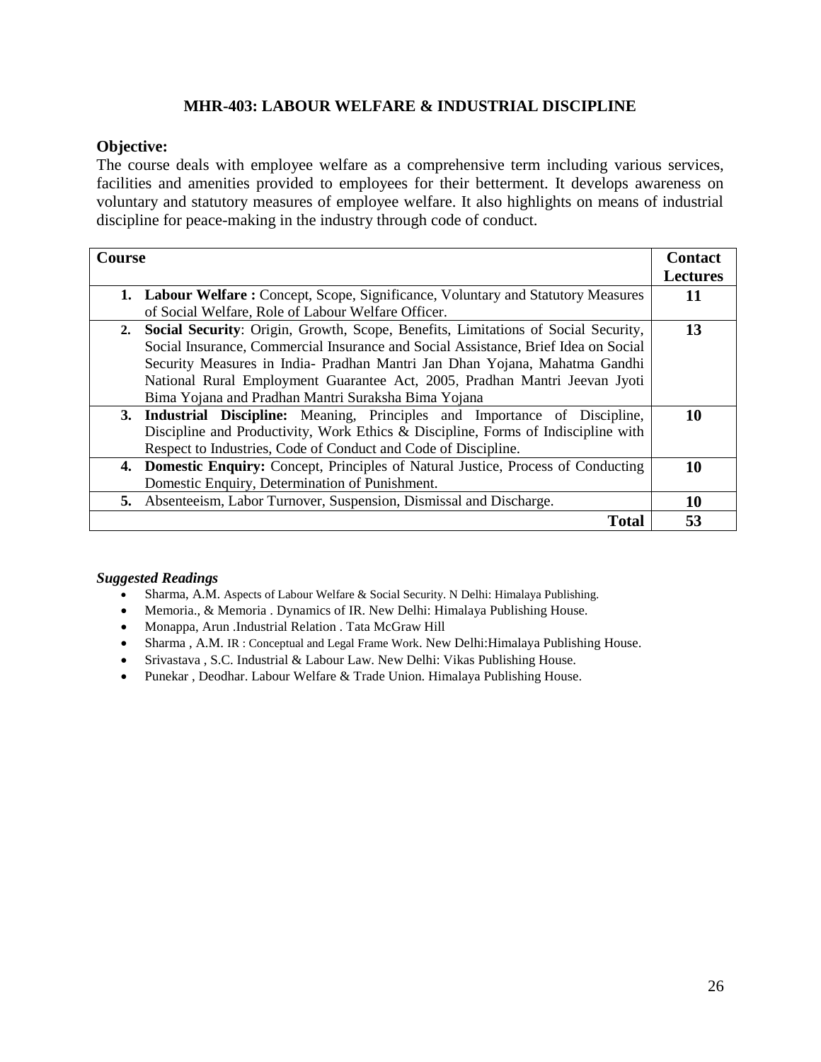## MHR-403: LABOUR WELFARE & INDUSTRIAL DISCIPLINE

**Objective:**

The course deals with employee welfare as a comprehensive term including various services, facilities and amenities provided to employees for their betterment. It develops awareness on voluntary and statutory measures of employee welfare. It also highlights on means of industrial discipline for peace-making in the industry through code of conduct.

| Course | Contact Lectures |
|---|---|
| **1. Labour Welfare :** Concept, Scope, Significance, Voluntary and Statutory Measures of Social Welfare, Role of Labour Welfare Officer. | **11** |
| **2. Social Security**: Origin, Growth, Scope, Benefits, Limitations of Social Security, Social Insurance, Commercial Insurance and Social Assistance, Brief Idea on Social Security Measures in India- Pradhan Mantri Jan Dhan Yojana, Mahatma Gandhi National Rural Employment Guarantee Act, 2005, Pradhan Mantri Jeevan Jyoti Bima Yojana and Pradhan Mantri Suraksha Bima Yojana | **13** |
| **3. Industrial Discipline:** Meaning, Principles and Importance of Discipline, Discipline and Productivity, Work Ethics & Discipline, Forms of Indiscipline with Respect to Industries, Code of Conduct and Code of Discipline. | **10** |
| **4. Domestic Enquiry:** Concept, Principles of Natural Justice, Process of Conducting Domestic Enquiry, Determination of Punishment. | **10** |
| **5.** Absenteeism, Labor Turnover, Suspension, Dismissal and Discharge. | **10** |
| **Total** | **53** |

***Suggested Readings***

- Sharma, A.M. Aspects of Labour Welfare & Social Security. N Delhi: Himalaya Publishing.
- Memoria., & Memoria . Dynamics of IR. New Delhi: Himalaya Publishing House.
- Monappa, Arun .Industrial Relation . Tata McGraw Hill
- Sharma , A.M. IR : Conceptual and Legal Frame Work. New Delhi:Himalaya Publishing House.
- Srivastava , S.C. Industrial & Labour Law. New Delhi: Vikas Publishing House.
- Punekar , Deodhar. Labour Welfare & Trade Union. Himalaya Publishing House.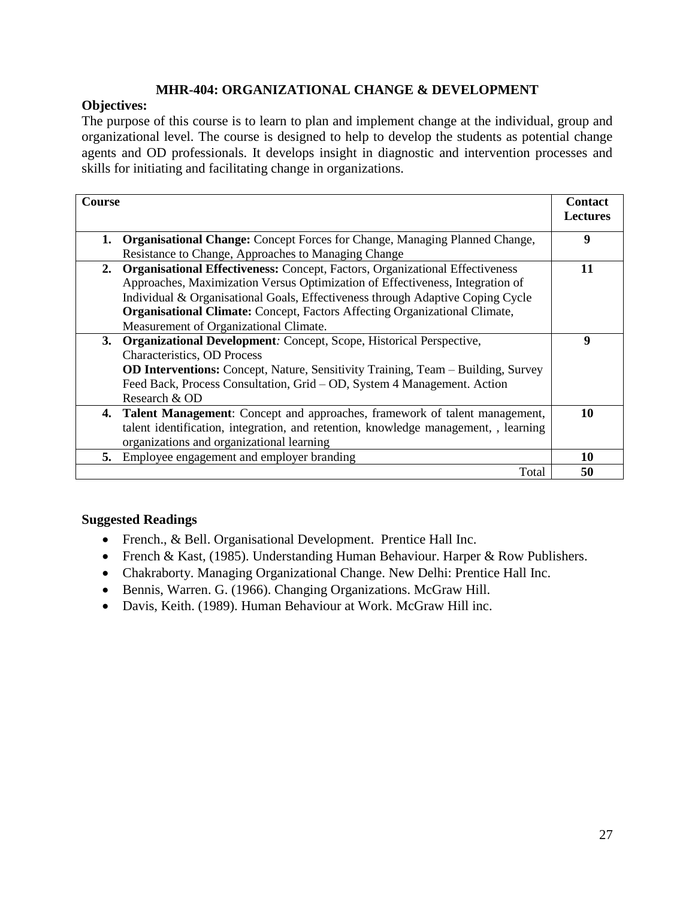## MHR-404: ORGANIZATIONAL CHANGE & DEVELOPMENT

**Objectives:**

The purpose of this course is to learn to plan and implement change at the individual, group and organizational level. The course is designed to help to develop the students as potential change agents and OD professionals. It develops insight in diagnostic and intervention processes and skills for initiating and facilitating change in organizations.

| Course | Contact Lectures |
|---|---|
| 1. **Organisational Change:** Concept Forces for Change, Managing Planned Change, Resistance to Change, Approaches to Managing Change | 9 |
| 2. **Organisational Effectiveness:** Concept, Factors, Organizational Effectiveness Approaches, Maximization Versus Optimization of Effectiveness, Integration of Individual & Organisational Goals, Effectiveness through Adaptive Coping Cycle<br>**Organisational Climate:** Concept, Factors Affecting Organizational Climate, Measurement of Organizational Climate. | 11 |
| 3. **Organizational Development***:* Concept, Scope, Historical Perspective, Characteristics, OD Process<br>**OD Interventions:** Concept, Nature, Sensitivity Training, Team – Building, Survey Feed Back, Process Consultation, Grid – OD, System 4 Management. Action Research & OD | 9 |
| 4. **Talent Management**: Concept and approaches, framework of talent management, talent identification, integration, and retention, knowledge management, , learning organizations and organizational learning | 10 |
| 5. Employee engagement and employer branding | 10 |
| Total | 50 |

**Suggested Readings**

- French., & Bell. Organisational Development. Prentice Hall Inc.
- French & Kast, (1985). Understanding Human Behaviour. Harper & Row Publishers.
- Chakraborty. Managing Organizational Change. New Delhi: Prentice Hall Inc.
- Bennis, Warren. G. (1966). Changing Organizations. McGraw Hill.
- Davis, Keith. (1989). Human Behaviour at Work. McGraw Hill inc.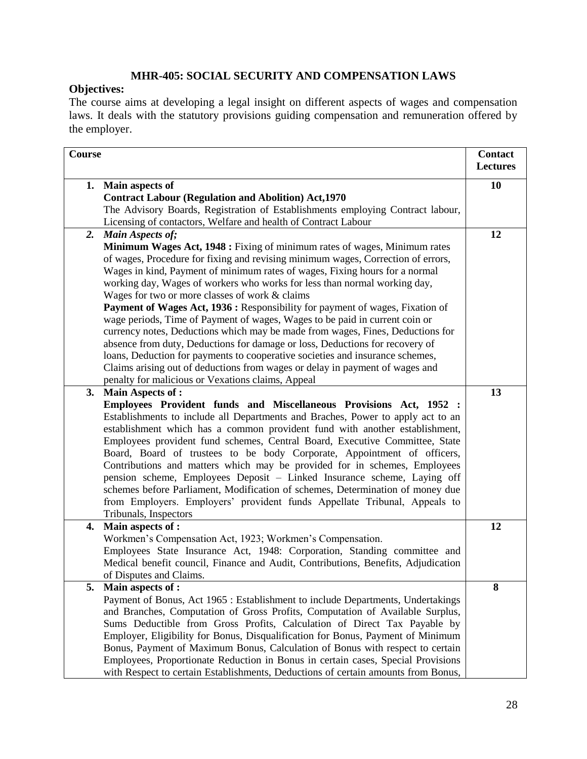## MHR-405: SOCIAL SECURITY AND COMPENSATION LAWS

**Objectives:**

The course aims at developing a legal insight on different aspects of wages and compensation laws. It deals with the statutory provisions guiding compensation and remuneration offered by the employer.

| Course | Contact Lectures |
|---|---|
| **1. Main aspects of**<br>**Contract Labour (Regulation and Abolition) Act,1970**<br>The Advisory Boards, Registration of Establishments employing Contract labour, Licensing of contactors, Welfare and health of Contract Labour | **10** |
| ***2. Main Aspects of;***<br>**Minimum Wages Act, 1948 :** Fixing of minimum rates of wages, Minimum rates of wages, Procedure for fixing and revising minimum wages, Correction of errors, Wages in kind, Payment of minimum rates of wages, Fixing hours for a normal working day, Wages of workers who works for less than normal working day, Wages for two or more classes of work & claims<br>**Payment of Wages Act, 1936 :** Responsibility for payment of wages, Fixation of wage periods, Time of Payment of wages, Wages to be paid in current coin or currency notes, Deductions which may be made from wages, Fines, Deductions for absence from duty, Deductions for damage or loss, Deductions for recovery of loans, Deduction for payments to cooperative societies and insurance schemes, Claims arising out of deductions from wages or delay in payment of wages and penalty for malicious or Vexations claims, Appeal | **12** |
| **3. Main Aspects of :**<br>**Employees Provident funds and Miscellaneous Provisions Act, 1952 :** Establishments to include all Departments and Braches, Power to apply act to an establishment which has a common provident fund with another establishment, Employees provident fund schemes, Central Board, Executive Committee, State Board, Board of trustees to be body Corporate, Appointment of officers, Contributions and matters which may be provided for in schemes, Employees pension scheme, Employees Deposit – Linked Insurance scheme, Laying off schemes before Parliament, Modification of schemes, Determination of money due from Employers. Employers' provident funds Appellate Tribunal, Appeals to Tribunals, Inspectors | **13** |
| **4. Main aspects of :**<br>Workmen's Compensation Act, 1923; Workmen's Compensation.<br>Employees State Insurance Act, 1948: Corporation, Standing committee and Medical benefit council, Finance and Audit, Contributions, Benefits, Adjudication of Disputes and Claims. | **12** |
| **5. Main aspects of :**<br>Payment of Bonus, Act 1965 : Establishment to include Departments, Undertakings and Branches, Computation of Gross Profits, Computation of Available Surplus, Sums Deductible from Gross Profits, Calculation of Direct Tax Payable by Employer, Eligibility for Bonus, Disqualification for Bonus, Payment of Minimum Bonus, Payment of Maximum Bonus, Calculation of Bonus with respect to certain Employees, Proportionate Reduction in Bonus in certain cases, Special Provisions with Respect to certain Establishments, Deductions of certain amounts from Bonus, | **8** |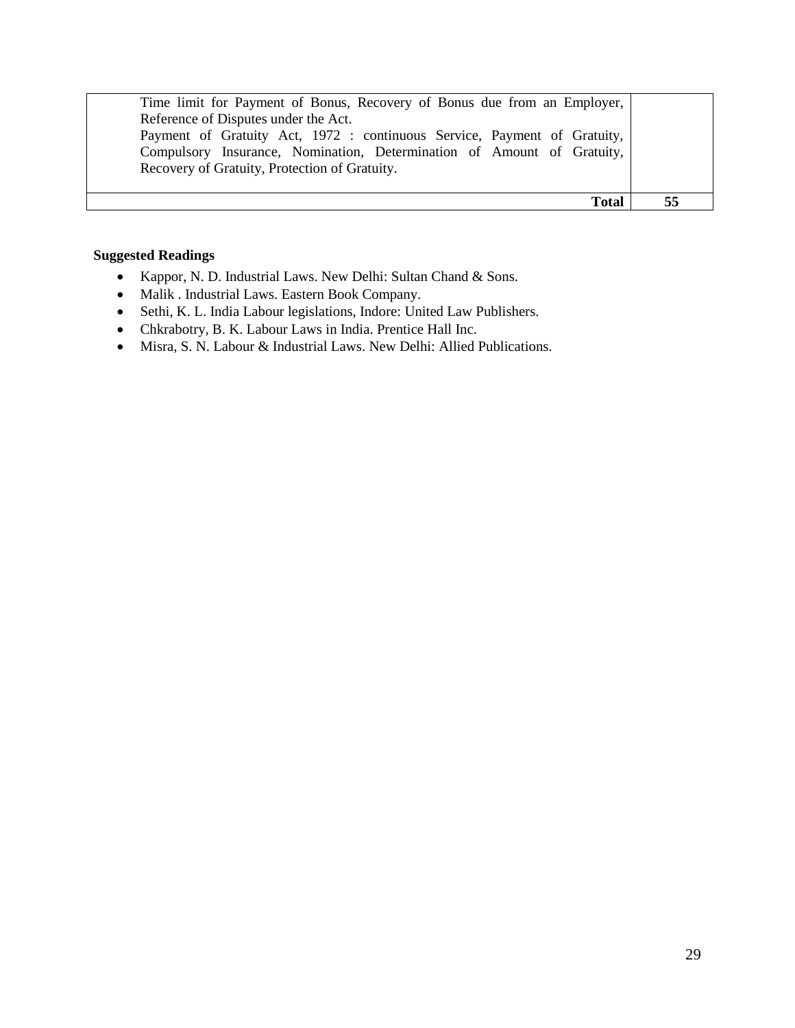| | |
|---|---|
| Time limit for Payment of Bonus, Recovery of Bonus due from an Employer, Reference of Disputes under the Act.<br>Payment of Gratuity Act, 1972 : continuous Service, Payment of Gratuity, Compulsory Insurance, Nomination, Determination of Amount of Gratuity, Recovery of Gratuity, Protection of Gratuity. | |
| **Total** | **55** |

**Suggested Readings**

- Kappor, N. D. Industrial Laws. New Delhi: Sultan Chand & Sons.
- Malik . Industrial Laws. Eastern Book Company.
- Sethi, K. L. India Labour legislations, Indore: United Law Publishers.
- Chkrabotry, B. K. Labour Laws in India. Prentice Hall Inc.
- Misra, S. N. Labour & Industrial Laws. New Delhi: Allied Publications.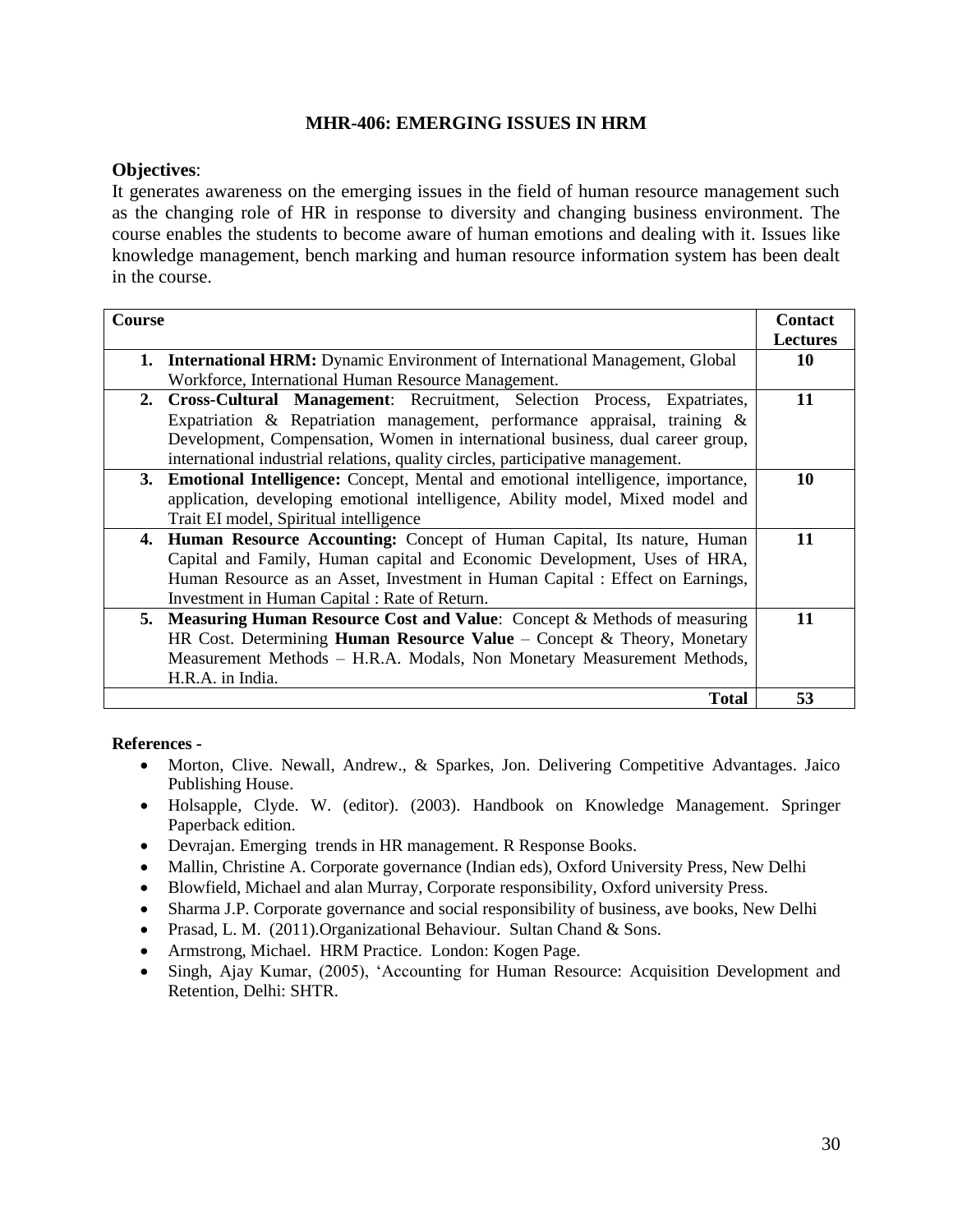## MHR-406: EMERGING ISSUES IN HRM

**Objectives**:

It generates awareness on the emerging issues in the field of human resource management such as the changing role of HR in response to diversity and changing business environment. The course enables the students to become aware of human emotions and dealing with it. Issues like knowledge management, bench marking and human resource information system has been dealt in the course.

| Course | Contact Lectures |
|---|---|
| 1. **International HRM:** Dynamic Environment of International Management, Global Workforce, International Human Resource Management. | 10 |
| 2. **Cross-Cultural Management**: Recruitment, Selection Process, Expatriates, Expatriation & Repatriation management, performance appraisal, training & Development, Compensation, Women in international business, dual career group, international industrial relations, quality circles, participative management. | 11 |
| 3. **Emotional Intelligence:** Concept, Mental and emotional intelligence, importance, application, developing emotional intelligence, Ability model, Mixed model and Trait EI model, Spiritual intelligence | 10 |
| 4. **Human Resource Accounting:** Concept of Human Capital, Its nature, Human Capital and Family, Human capital and Economic Development, Uses of HRA, Human Resource as an Asset, Investment in Human Capital : Effect on Earnings, Investment in Human Capital : Rate of Return. | 11 |
| 5. **Measuring Human Resource Cost and Value**: Concept & Methods of measuring HR Cost. Determining **Human Resource Value** – Concept & Theory, Monetary Measurement Methods – H.R.A. Modals, Non Monetary Measurement Methods, H.R.A. in India. | 11 |
| **Total** | **53** |

**References -**

- Morton, Clive. Newall, Andrew., & Sparkes, Jon. Delivering Competitive Advantages. Jaico Publishing House.
- Holsapple, Clyde. W. (editor). (2003). Handbook on Knowledge Management. Springer Paperback edition.
- Devrajan. Emerging trends in HR management. R Response Books.
- Mallin, Christine A. Corporate governance (Indian eds), Oxford University Press, New Delhi
- Blowfield, Michael and alan Murray, Corporate responsibility, Oxford university Press.
- Sharma J.P. Corporate governance and social responsibility of business, ave books, New Delhi
- Prasad, L. M. (2011).Organizational Behaviour. Sultan Chand & Sons.
- Armstrong, Michael. HRM Practice. London: Kogen Page.
- Singh, Ajay Kumar, (2005), 'Accounting for Human Resource: Acquisition Development and Retention, Delhi: SHTR.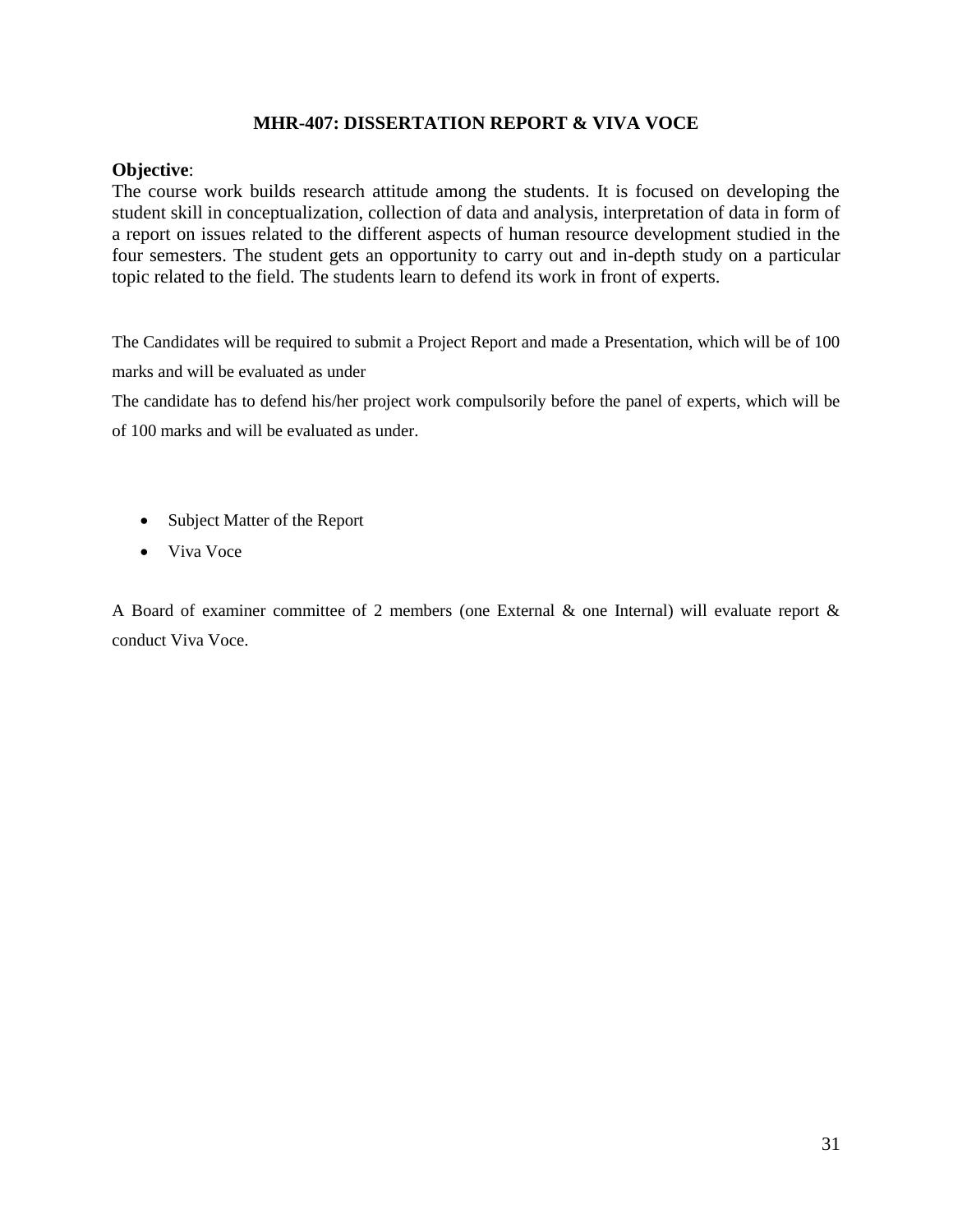## MHR-407: DISSERTATION REPORT & VIVA VOCE

**Objective**:
The course work builds research attitude among the students. It is focused on developing the student skill in conceptualization, collection of data and analysis, interpretation of data in form of a report on issues related to the different aspects of human resource development studied in the four semesters. The student gets an opportunity to carry out and in-depth study on a particular topic related to the field. The students learn to defend its work in front of experts.

The Candidates will be required to submit a Project Report and made a Presentation, which will be of 100 marks and will be evaluated as under

The candidate has to defend his/her project work compulsorily before the panel of experts, which will be of 100 marks and will be evaluated as under.

- Subject Matter of the Report
- Viva Voce

A Board of examiner committee of 2 members (one External & one Internal) will evaluate report & conduct Viva Voce.